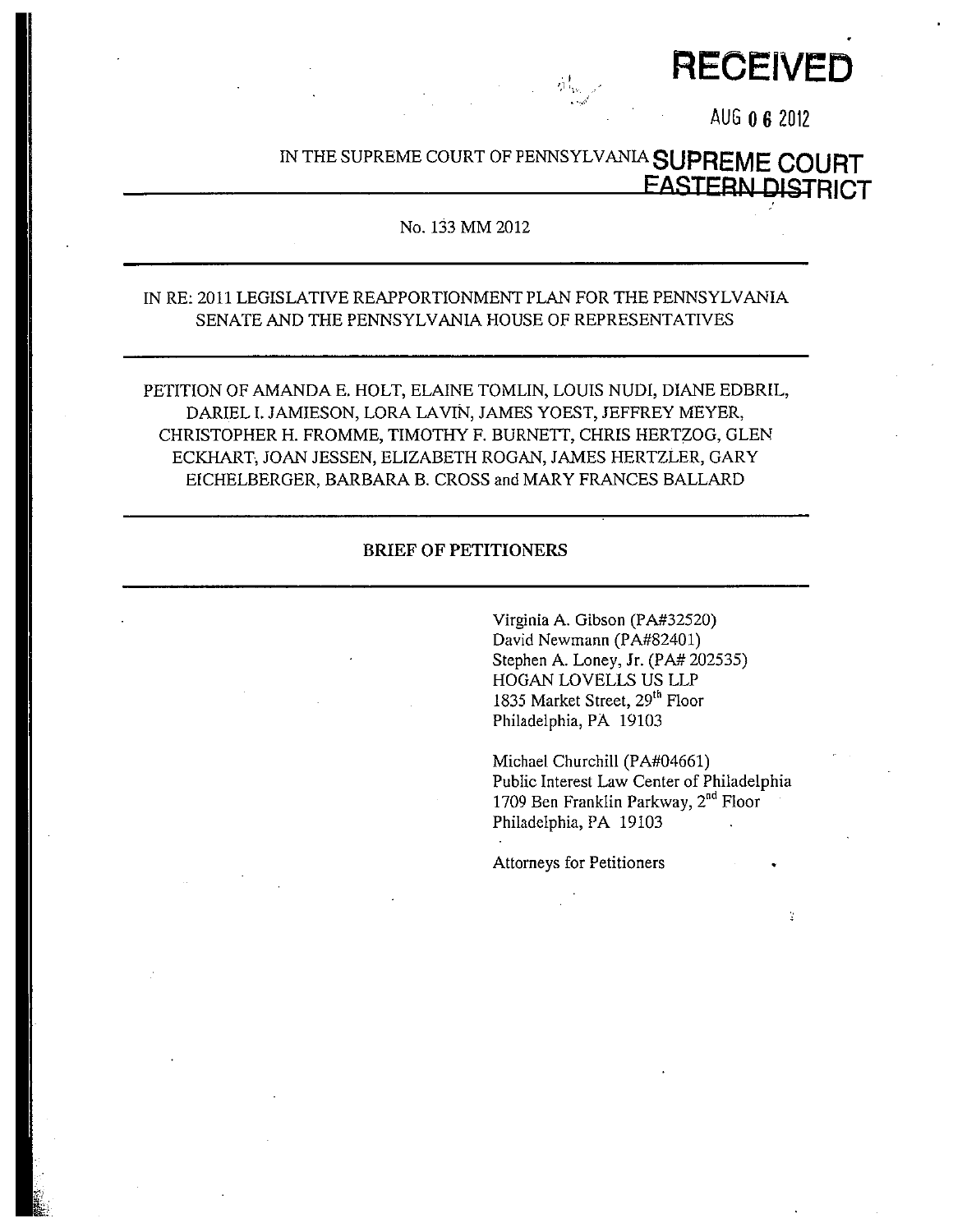**RECEIVED**

AUG 06 2012

IN THE SUPREME COURT OF PENNSYLVANIA **SUPREME COURT EASTERN DISTRICT**

No. 133 MM 2012

IN RE: 2011 LEGISLATIVE REAPPORTIONMENT PLAN FOR THE PENNSYLVANIA SENATE AND THE PENNSYLVANIA HOUSE OF REPRESENTATIVES

PETITION OF AMANDA E. HOLT, ELAINE TOMLIN, LOUIS NUDI, DIANE EDBRIL, DARIEL I. JAMIESON, LORA LAVIN, JAMES YOEST, JEFFREY MEYER, CHRISTOPHER H. FROMME, TIMOTHY F. BURNETT, CHRIS HERTZOG, GLEN ECKHART, JOAN JESSEN, ELIZABETH ROGAN, JAMES HERTZLER, GARY EICHELBERGER, BARBARA B. CROSS and MARY FRANCES BALLARD

**BRIEF OF PETITIONERS**

Virginia A. Gibson (PA#32520)
David Newmann (PA#82401)
Stephen A. Loney, Jr. (PA# 202535)
HOGAN LOVELLS US LLP
1835 Market Street, 29th Floor
Philadelphia, PA 19103

Michael Churchill (PA#04661)
Public Interest Law Center of Philadelphia
1709 Ben Franklin Parkway, 2nd Floor
Philadelphia, PA 19103

Attorneys for Petitioners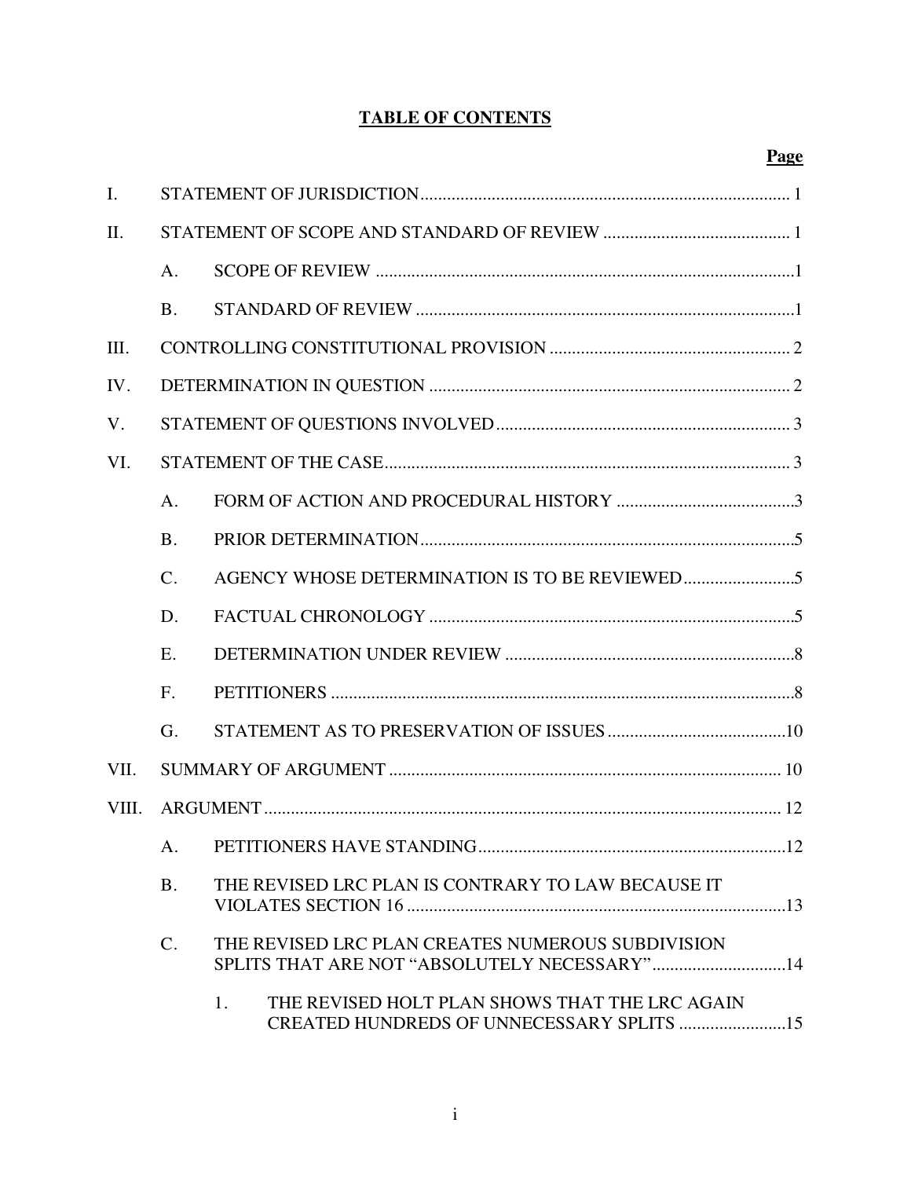# TABLE OF CONTENTS

| | | Page |
|---|---|---|
| I. | STATEMENT OF JURISDICTION | 1 |
| II. | STATEMENT OF SCOPE AND STANDARD OF REVIEW | 1 |
| | A. SCOPE OF REVIEW | 1 |
| | B. STANDARD OF REVIEW | 1 |
| III. | CONTROLLING CONSTITUTIONAL PROVISION | 2 |
| IV. | DETERMINATION IN QUESTION | 2 |
| V. | STATEMENT OF QUESTIONS INVOLVED | 3 |
| VI. | STATEMENT OF THE CASE | 3 |
| | A. FORM OF ACTION AND PROCEDURAL HISTORY | 3 |
| | B. PRIOR DETERMINATION | 5 |
| | C. AGENCY WHOSE DETERMINATION IS TO BE REVIEWED | 5 |
| | D. FACTUAL CHRONOLOGY | 5 |
| | E. DETERMINATION UNDER REVIEW | 8 |
| | F. PETITIONERS | 8 |
| | G. STATEMENT AS TO PRESERVATION OF ISSUES | 10 |
| VII. | SUMMARY OF ARGUMENT | 10 |
| VIII. | ARGUMENT | 12 |
| | A. PETITIONERS HAVE STANDING | 12 |
| | B. THE REVISED LRC PLAN IS CONTRARY TO LAW BECAUSE IT VIOLATES SECTION 16 | 13 |
| | C. THE REVISED LRC PLAN CREATES NUMEROUS SUBDIVISION SPLITS THAT ARE NOT "ABSOLUTELY NECESSARY" | 14 |
| | 1. THE REVISED HOLT PLAN SHOWS THAT THE LRC AGAIN CREATED HUNDREDS OF UNNECESSARY SPLITS | 15 |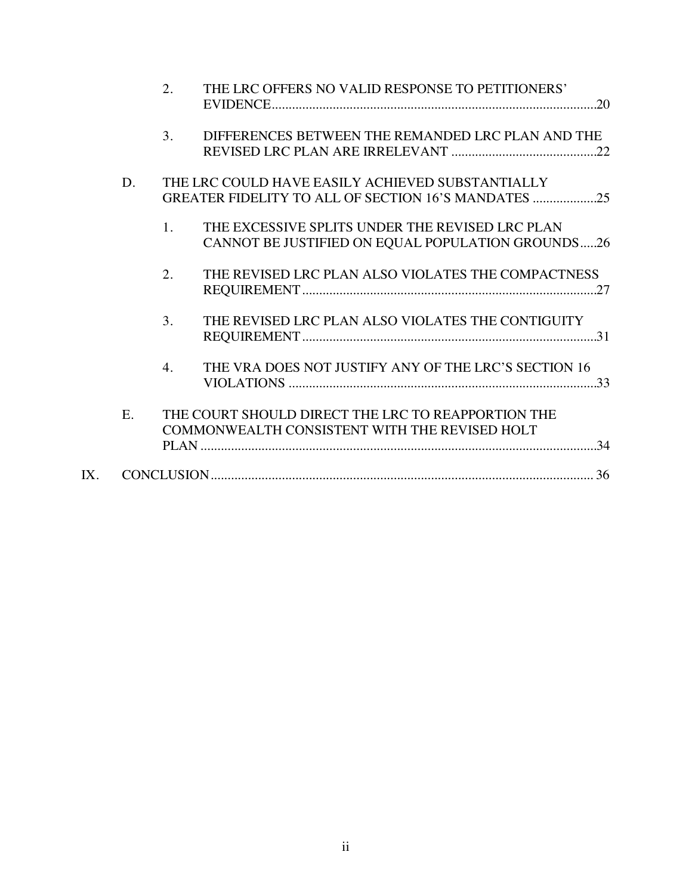2. THE LRC OFFERS NO VALID RESPONSE TO PETITIONERS' EVIDENCE ....................................................................................... 20

3. DIFFERENCES BETWEEN THE REMANDED LRC PLAN AND THE REVISED LRC PLAN ARE IRRELEVANT ........................................... 22

D. THE LRC COULD HAVE EASILY ACHIEVED SUBSTANTIALLY GREATER FIDELITY TO ALL OF SECTION 16'S MANDATES ................... 25

1. THE EXCESSIVE SPLITS UNDER THE REVISED LRC PLAN CANNOT BE JUSTIFIED ON EQUAL POPULATION GROUNDS ..... 26

2. THE REVISED LRC PLAN ALSO VIOLATES THE COMPACTNESS REQUIREMENT ....................................................................................... 27

3. THE REVISED LRC PLAN ALSO VIOLATES THE CONTIGUITY REQUIREMENT ....................................................................................... 31

4. THE VRA DOES NOT JUSTIFY ANY OF THE LRC'S SECTION 16 VIOLATIONS ........................................................................................... 33

E. THE COURT SHOULD DIRECT THE LRC TO REAPPORTION THE COMMONWEALTH CONSISTENT WITH THE REVISED HOLT PLAN ..................................................................................................................... 34

IX. CONCLUSION ................................................................................................................ 36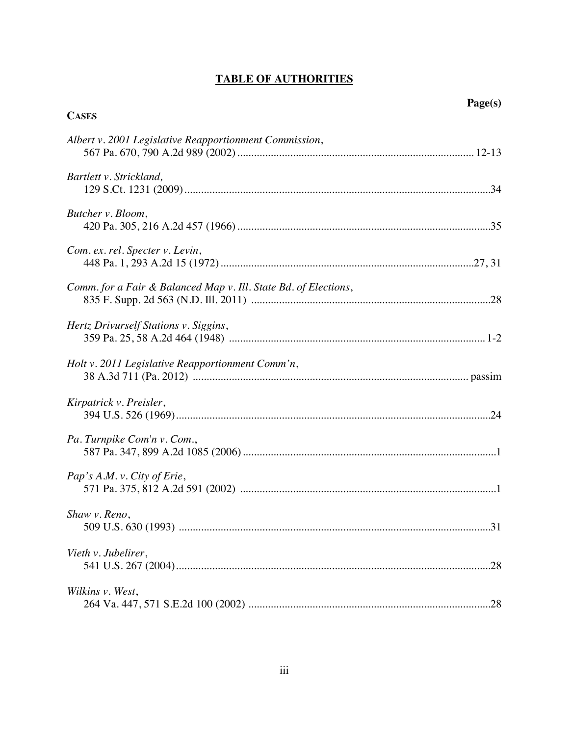# TABLE OF AUTHORITIES

**Page(s)**

**CASES**

*Albert v. 2001 Legislative Reapportionment Commission*,
567 Pa. 670, 790 A.2d 989 (2002) .................................................................................... 12-13

*Bartlett v. Strickland*,
129 S.Ct. 1231 (2009) .............................................................................................................34

*Butcher v. Bloom*,
420 Pa. 305, 216 A.2d 457 (1966) ..........................................................................................35

*Com. ex. rel. Specter v. Levin*,
448 Pa. 1, 293 A.2d 15 (1972) ..........................................................................................27, 31

*Comm. for a Fair & Balanced Map v. Ill. State Bd. of Elections*,
835 F. Supp. 2d 563 (N.D. Ill. 2011) .....................................................................................28

*Hertz Drivurself Stations v. Siggins*,
359 Pa. 25, 58 A.2d 464 (1948) ........................................................................................... 1-2

*Holt v. 2011 Legislative Reapportionment Comm'n*,
38 A.3d 711 (Pa. 2012) ................................................................................................. passim

*Kirpatrick v. Preisler*,
394 U.S. 526 (1969) ................................................................................................................24

*Pa. Turnpike Com'n v. Com.*,
587 Pa. 347, 899 A.2d 1085 (2006) ..........................................................................................1

*Pap's A.M. v. City of Erie*,
571 Pa. 375, 812 A.2d 591 (2002) ...........................................................................................1

*Shaw v. Reno*,
509 U.S. 630 (1993) ...............................................................................................................31

*Vieth v. Jubelirer*,
541 U.S. 267 (2004) ................................................................................................................28

*Wilkins v. West*,
264 Va. 447, 571 S.E.2d 100 (2002) ......................................................................................28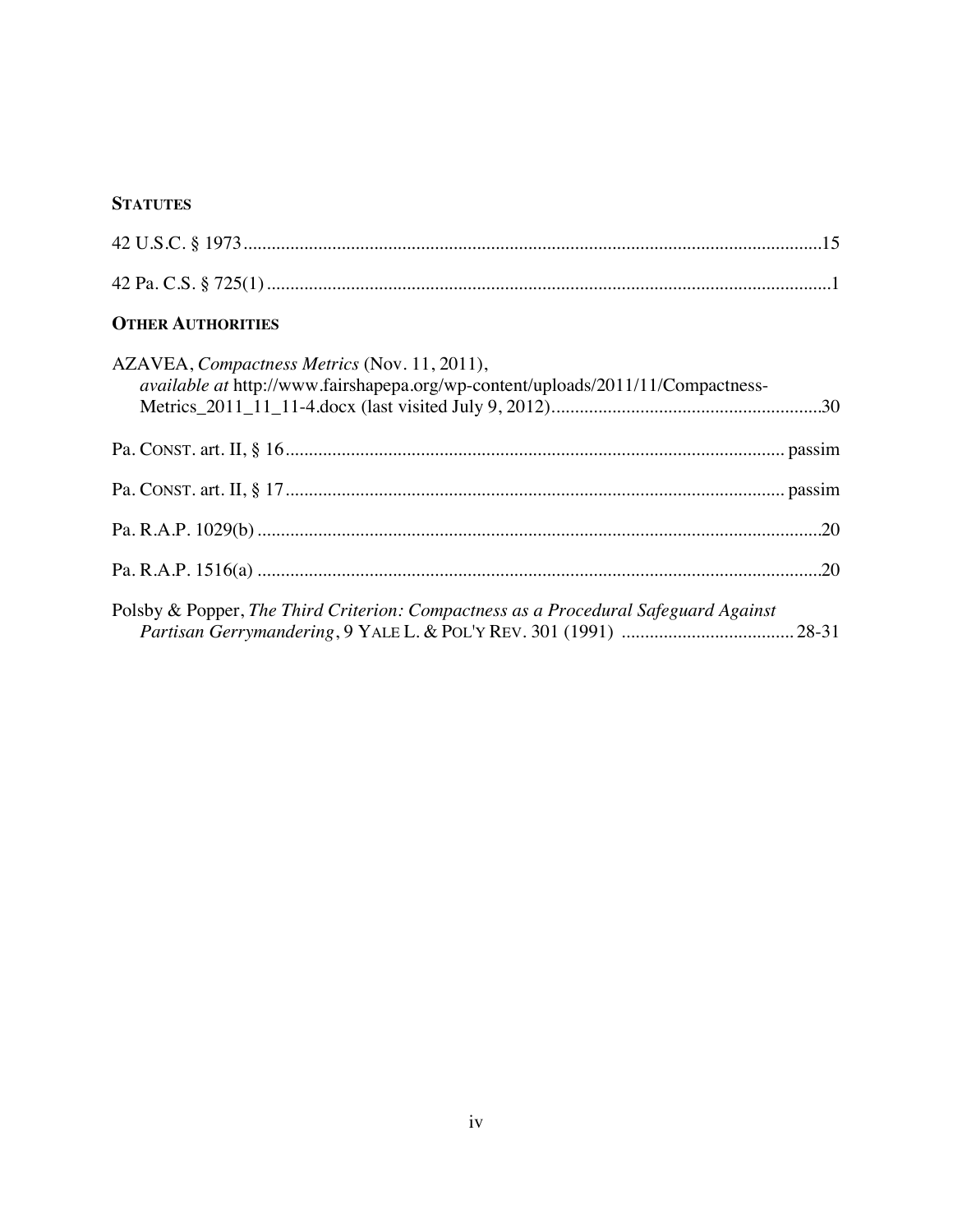**STATUTES**

42 U.S.C. § 1973 ........................................................................................................................ 15

42 Pa. C.S. § 725(1) ...................................................................................................................... 1

**OTHER AUTHORITIES**

AZAVEA, *Compactness Metrics* (Nov. 11, 2011),
*available at* http://www.fairshapepa.org/wp-content/uploads/2011/11/Compactness-Metrics_2011_11_11-4.docx (last visited July 9, 2012) ......................................................... 30

Pa. CONST. art. II, § 16 ............................................................................................................ passim

Pa. CONST. art. II, § 17 ............................................................................................................ passim

Pa. R.A.P. 1029(b) ........................................................................................................................ 20

Pa. R.A.P. 1516(a) ........................................................................................................................ 20

Polsby & Popper, *The Third Criterion: Compactness as a Procedural Safeguard Against Partisan Gerrymandering*, 9 YALE L. & POL'Y REV. 301 (1991) .................................... 28-31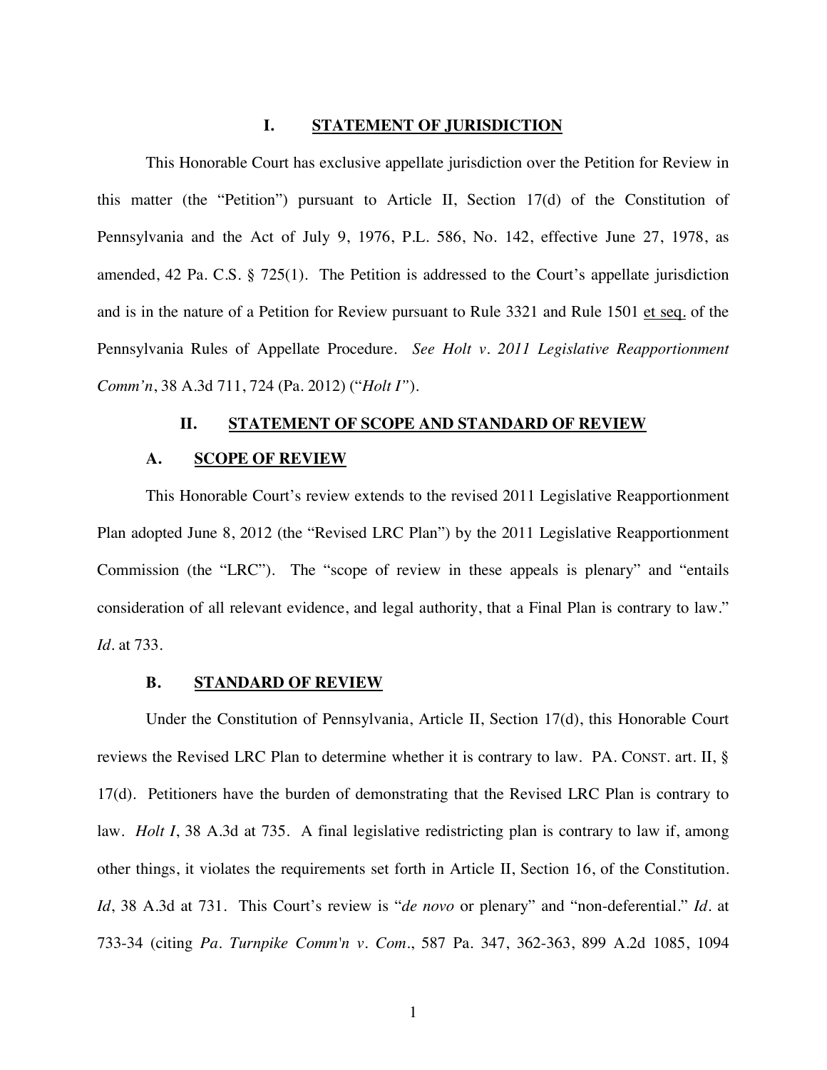## I. STATEMENT OF JURISDICTION

This Honorable Court has exclusive appellate jurisdiction over the Petition for Review in this matter (the "Petition") pursuant to Article II, Section 17(d) of the Constitution of Pennsylvania and the Act of July 9, 1976, P.L. 586, No. 142, effective June 27, 1978, as amended, 42 Pa. C.S. § 725(1). The Petition is addressed to the Court's appellate jurisdiction and is in the nature of a Petition for Review pursuant to Rule 3321 and Rule 1501 et seq. of the Pennsylvania Rules of Appellate Procedure. *See Holt v. 2011 Legislative Reapportionment Comm'n*, 38 A.3d 711, 724 (Pa. 2012) ("*Holt I*").

## II. STATEMENT OF SCOPE AND STANDARD OF REVIEW

### A. SCOPE OF REVIEW

This Honorable Court's review extends to the revised 2011 Legislative Reapportionment Plan adopted June 8, 2012 (the "Revised LRC Plan") by the 2011 Legislative Reapportionment Commission (the "LRC"). The "scope of review in these appeals is plenary" and "entails consideration of all relevant evidence, and legal authority, that a Final Plan is contrary to law." *Id.* at 733.

### B. STANDARD OF REVIEW

Under the Constitution of Pennsylvania, Article II, Section 17(d), this Honorable Court reviews the Revised LRC Plan to determine whether it is contrary to law. PA. CONST. art. II, § 17(d). Petitioners have the burden of demonstrating that the Revised LRC Plan is contrary to law. *Holt I*, 38 A.3d at 735. A final legislative redistricting plan is contrary to law if, among other things, it violates the requirements set forth in Article II, Section 16, of the Constitution. *Id*, 38 A.3d at 731. This Court's review is "*de novo* or plenary" and "non-deferential." *Id.* at 733-34 (citing *Pa. Turnpike Comm'n v. Com.*, 587 Pa. 347, 362-363, 899 A.2d 1085, 1094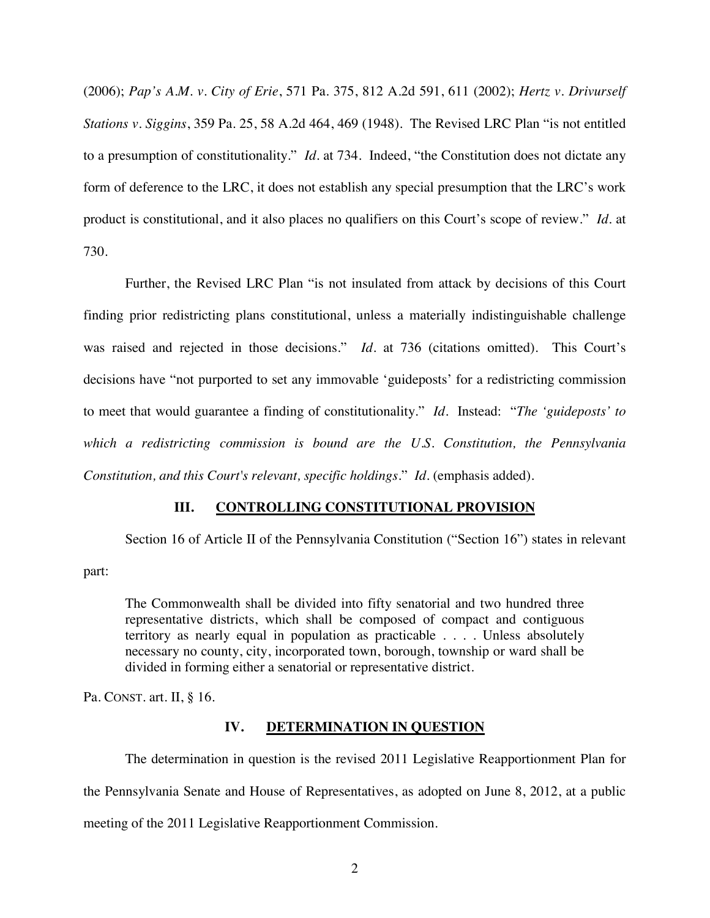(2006); *Pap's A.M. v. City of Erie*, 571 Pa. 375, 812 A.2d 591, 611 (2002); *Hertz v. Drivurself Stations v. Siggins*, 359 Pa. 25, 58 A.2d 464, 469 (1948). The Revised LRC Plan "is not entitled to a presumption of constitutionality." *Id.* at 734. Indeed, "the Constitution does not dictate any form of deference to the LRC, it does not establish any special presumption that the LRC's work product is constitutional, and it also places no qualifiers on this Court's scope of review." *Id.* at 730.

Further, the Revised LRC Plan "is not insulated from attack by decisions of this Court finding prior redistricting plans constitutional, unless a materially indistinguishable challenge was raised and rejected in those decisions." *Id.* at 736 (citations omitted). This Court's decisions have "not purported to set any immovable 'guideposts' for a redistricting commission to meet that would guarantee a finding of constitutionality." *Id.* Instead: "*The 'guideposts' to which a redistricting commission is bound are the U.S. Constitution, the Pennsylvania Constitution, and this Court's relevant, specific holdings*." *Id.* (emphasis added).

## III. CONTROLLING CONSTITUTIONAL PROVISION

Section 16 of Article II of the Pennsylvania Constitution ("Section 16") states in relevant part:

> The Commonwealth shall be divided into fifty senatorial and two hundred three representative districts, which shall be composed of compact and contiguous territory as nearly equal in population as practicable . . . . Unless absolutely necessary no county, city, incorporated town, borough, township or ward shall be divided in forming either a senatorial or representative district.

Pa. CONST. art. II, § 16.

## IV. DETERMINATION IN QUESTION

The determination in question is the revised 2011 Legislative Reapportionment Plan for the Pennsylvania Senate and House of Representatives, as adopted on June 8, 2012, at a public meeting of the 2011 Legislative Reapportionment Commission.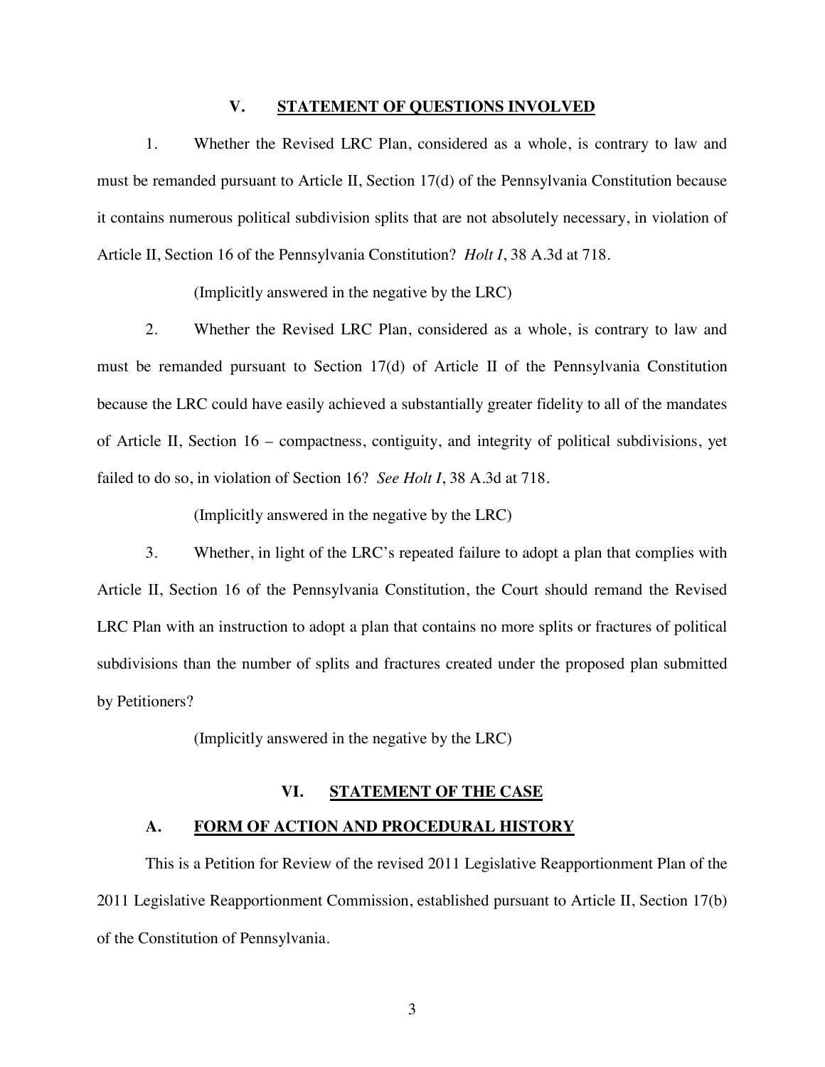## V. STATEMENT OF QUESTIONS INVOLVED

1. Whether the Revised LRC Plan, considered as a whole, is contrary to law and must be remanded pursuant to Article II, Section 17(d) of the Pennsylvania Constitution because it contains numerous political subdivision splits that are not absolutely necessary, in violation of Article II, Section 16 of the Pennsylvania Constitution? *Holt I*, 38 A.3d at 718.

   (Implicitly answered in the negative by the LRC)

2. Whether the Revised LRC Plan, considered as a whole, is contrary to law and must be remanded pursuant to Section 17(d) of Article II of the Pennsylvania Constitution because the LRC could have easily achieved a substantially greater fidelity to all of the mandates of Article II, Section 16 – compactness, contiguity, and integrity of political subdivisions, yet failed to do so, in violation of Section 16? *See Holt I*, 38 A.3d at 718.

   (Implicitly answered in the negative by the LRC)

3. Whether, in light of the LRC's repeated failure to adopt a plan that complies with Article II, Section 16 of the Pennsylvania Constitution, the Court should remand the Revised LRC Plan with an instruction to adopt a plan that contains no more splits or fractures of political subdivisions than the number of splits and fractures created under the proposed plan submitted by Petitioners?

   (Implicitly answered in the negative by the LRC)

## VI. STATEMENT OF THE CASE

### A. FORM OF ACTION AND PROCEDURAL HISTORY

This is a Petition for Review of the revised 2011 Legislative Reapportionment Plan of the 2011 Legislative Reapportionment Commission, established pursuant to Article II, Section 17(b) of the Constitution of Pennsylvania.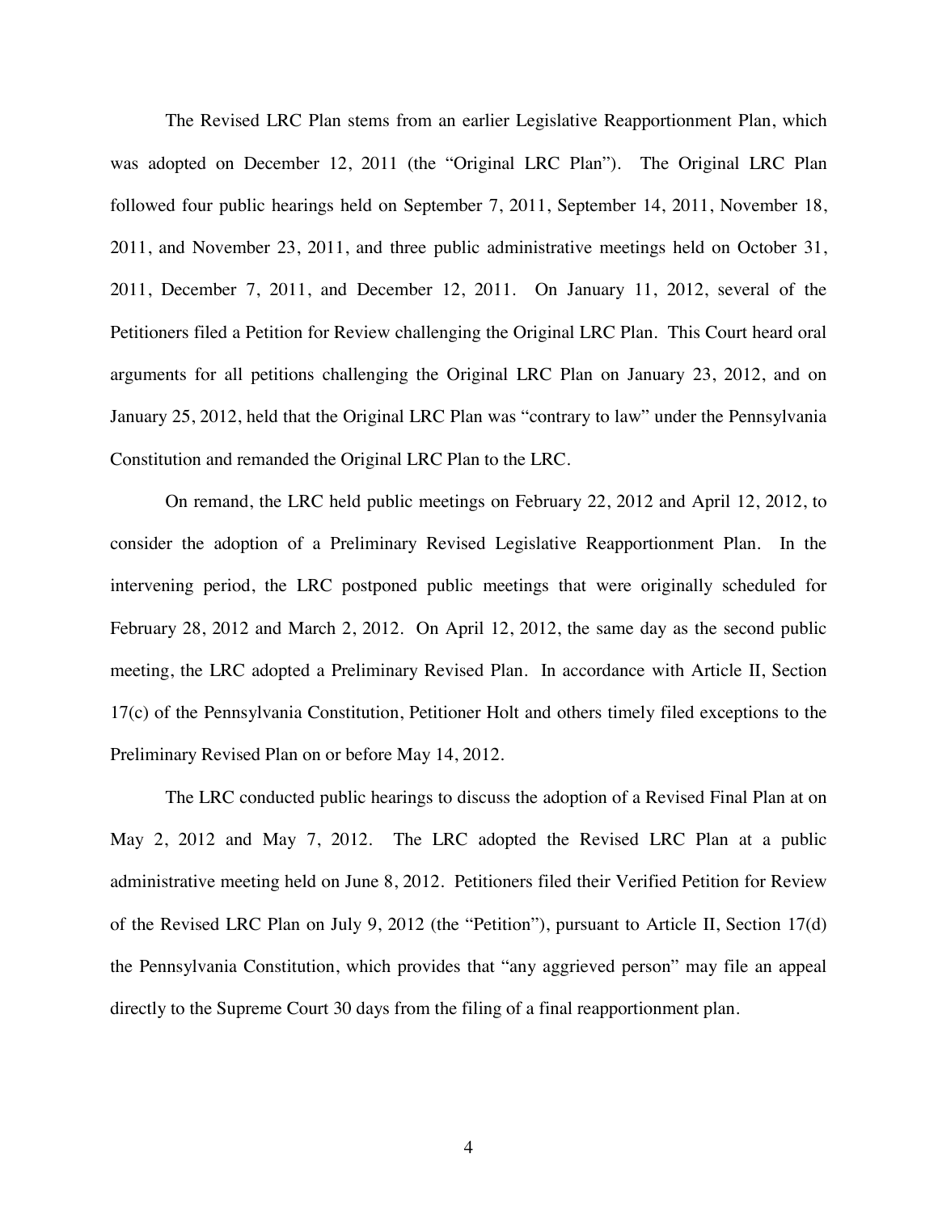The Revised LRC Plan stems from an earlier Legislative Reapportionment Plan, which was adopted on December 12, 2011 (the "Original LRC Plan"). The Original LRC Plan followed four public hearings held on September 7, 2011, September 14, 2011, November 18, 2011, and November 23, 2011, and three public administrative meetings held on October 31, 2011, December 7, 2011, and December 12, 2011. On January 11, 2012, several of the Petitioners filed a Petition for Review challenging the Original LRC Plan. This Court heard oral arguments for all petitions challenging the Original LRC Plan on January 23, 2012, and on January 25, 2012, held that the Original LRC Plan was "contrary to law" under the Pennsylvania Constitution and remanded the Original LRC Plan to the LRC.

On remand, the LRC held public meetings on February 22, 2012 and April 12, 2012, to consider the adoption of a Preliminary Revised Legislative Reapportionment Plan. In the intervening period, the LRC postponed public meetings that were originally scheduled for February 28, 2012 and March 2, 2012. On April 12, 2012, the same day as the second public meeting, the LRC adopted a Preliminary Revised Plan. In accordance with Article II, Section 17(c) of the Pennsylvania Constitution, Petitioner Holt and others timely filed exceptions to the Preliminary Revised Plan on or before May 14, 2012.

The LRC conducted public hearings to discuss the adoption of a Revised Final Plan at on May 2, 2012 and May 7, 2012. The LRC adopted the Revised LRC Plan at a public administrative meeting held on June 8, 2012. Petitioners filed their Verified Petition for Review of the Revised LRC Plan on July 9, 2012 (the "Petition"), pursuant to Article II, Section 17(d) the Pennsylvania Constitution, which provides that "any aggrieved person" may file an appeal directly to the Supreme Court 30 days from the filing of a final reapportionment plan.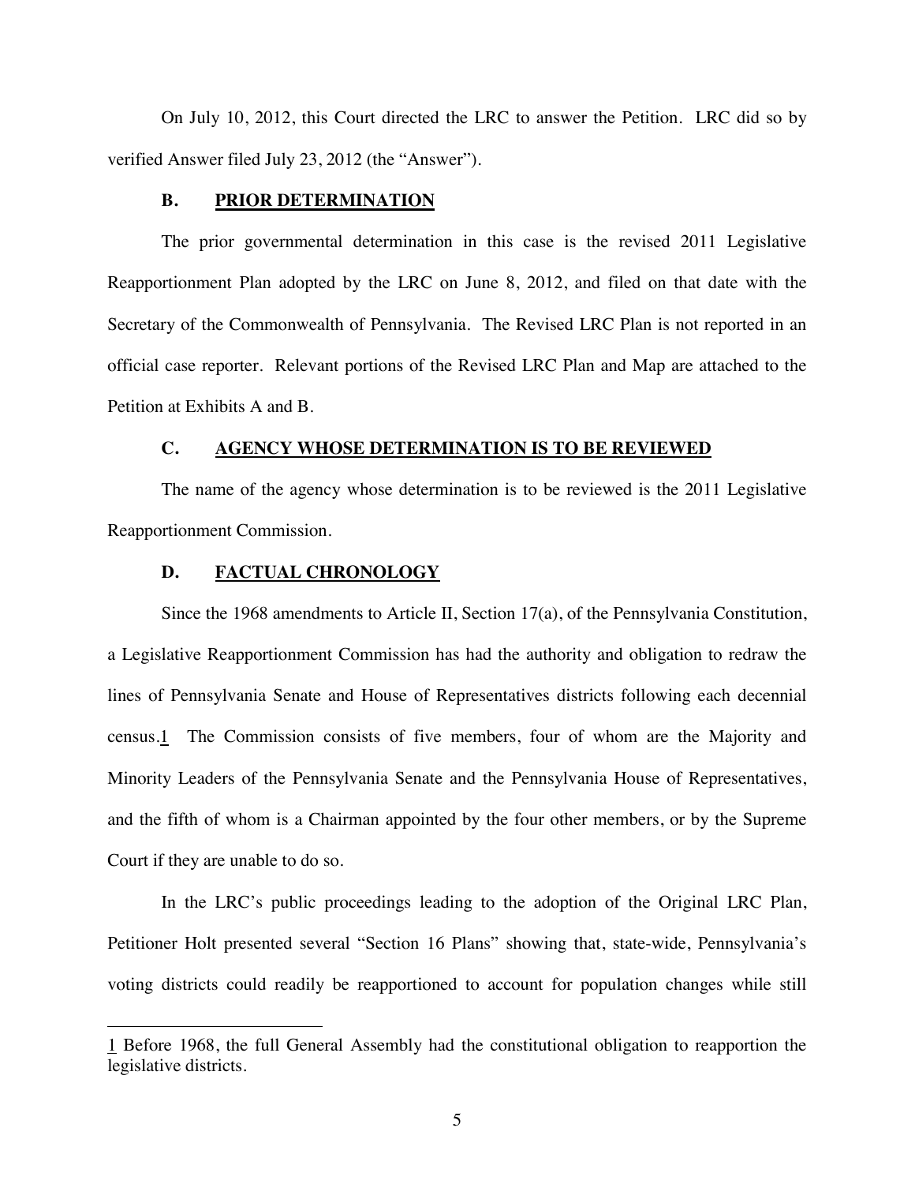On July 10, 2012, this Court directed the LRC to answer the Petition. LRC did so by verified Answer filed July 23, 2012 (the "Answer").

### B. PRIOR DETERMINATION

The prior governmental determination in this case is the revised 2011 Legislative Reapportionment Plan adopted by the LRC on June 8, 2012, and filed on that date with the Secretary of the Commonwealth of Pennsylvania. The Revised LRC Plan is not reported in an official case reporter. Relevant portions of the Revised LRC Plan and Map are attached to the Petition at Exhibits A and B.

### C. AGENCY WHOSE DETERMINATION IS TO BE REVIEWED

The name of the agency whose determination is to be reviewed is the 2011 Legislative Reapportionment Commission.

### D. FACTUAL CHRONOLOGY

Since the 1968 amendments to Article II, Section 17(a), of the Pennsylvania Constitution, a Legislative Reapportionment Commission has had the authority and obligation to redraw the lines of Pennsylvania Senate and House of Representatives districts following each decennial census.[1] The Commission consists of five members, four of whom are the Majority and Minority Leaders of the Pennsylvania Senate and the Pennsylvania House of Representatives, and the fifth of whom is a Chairman appointed by the four other members, or by the Supreme Court if they are unable to do so.

In the LRC's public proceedings leading to the adoption of the Original LRC Plan, Petitioner Holt presented several "Section 16 Plans" showing that, state-wide, Pennsylvania's voting districts could readily be reapportioned to account for population changes while still

---

[1] Before 1968, the full General Assembly had the constitutional obligation to reapportion the legislative districts.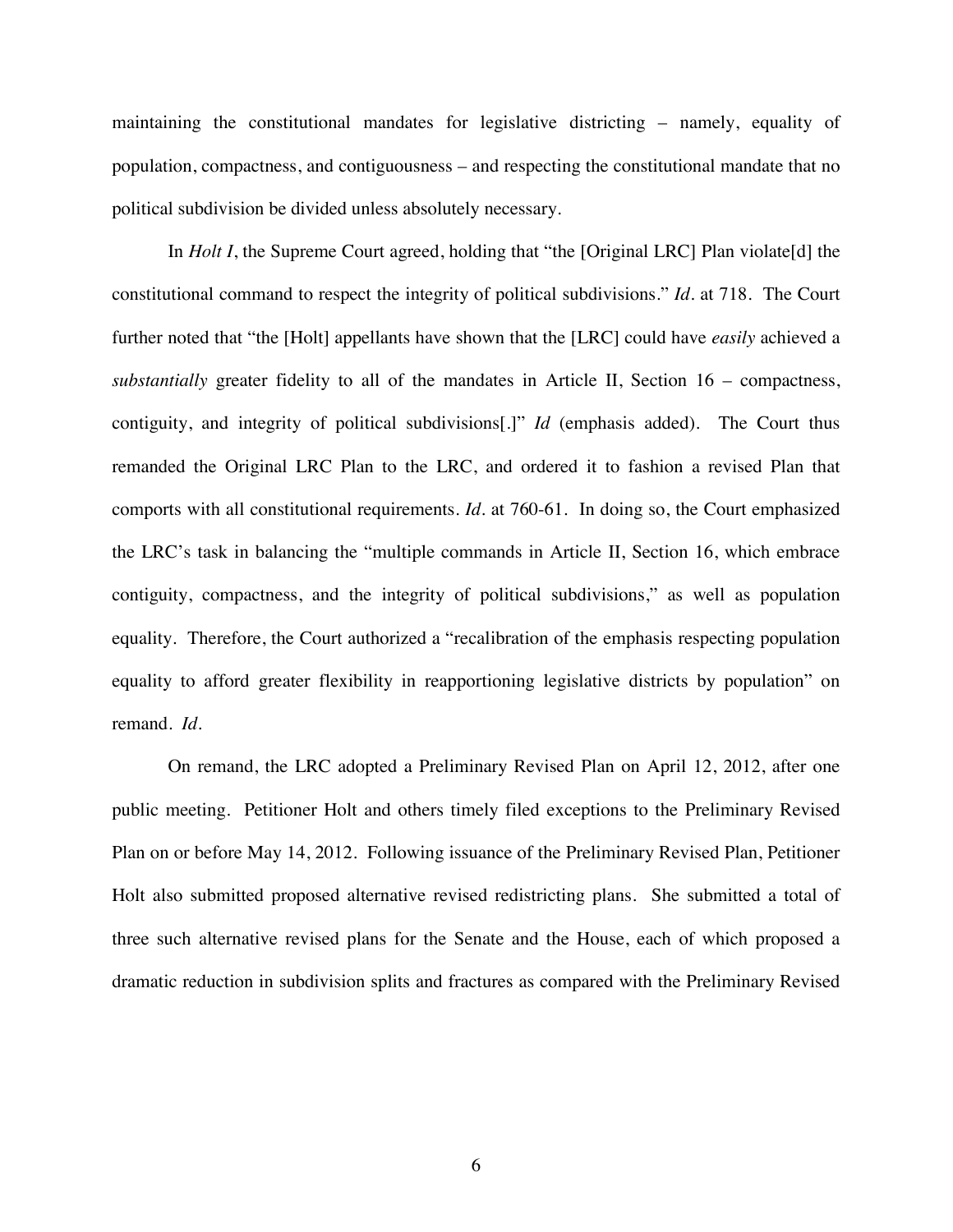maintaining the constitutional mandates for legislative districting – namely, equality of population, compactness, and contiguousness – and respecting the constitutional mandate that no political subdivision be divided unless absolutely necessary.

In *Holt I*, the Supreme Court agreed, holding that "the [Original LRC] Plan violate[d] the constitutional command to respect the integrity of political subdivisions." *Id.* at 718. The Court further noted that "the [Holt] appellants have shown that the [LRC] could have *easily* achieved a *substantially* greater fidelity to all of the mandates in Article II, Section 16 – compactness, contiguity, and integrity of political subdivisions[.]" *Id* (emphasis added). The Court thus remanded the Original LRC Plan to the LRC, and ordered it to fashion a revised Plan that comports with all constitutional requirements. *Id.* at 760-61. In doing so, the Court emphasized the LRC's task in balancing the "multiple commands in Article II, Section 16, which embrace contiguity, compactness, and the integrity of political subdivisions," as well as population equality. Therefore, the Court authorized a "recalibration of the emphasis respecting population equality to afford greater flexibility in reapportioning legislative districts by population" on remand. *Id.*

On remand, the LRC adopted a Preliminary Revised Plan on April 12, 2012, after one public meeting. Petitioner Holt and others timely filed exceptions to the Preliminary Revised Plan on or before May 14, 2012. Following issuance of the Preliminary Revised Plan, Petitioner Holt also submitted proposed alternative revised redistricting plans. She submitted a total of three such alternative revised plans for the Senate and the House, each of which proposed a dramatic reduction in subdivision splits and fractures as compared with the Preliminary Revised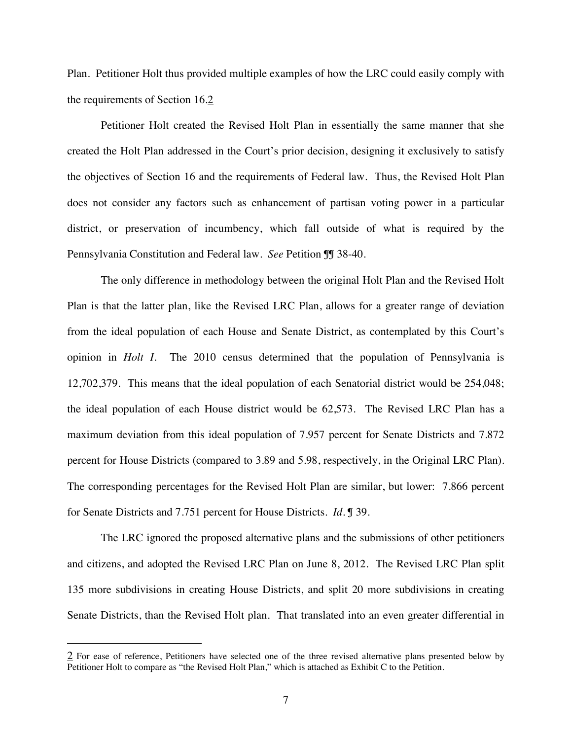Plan. Petitioner Holt thus provided multiple examples of how the LRC could easily comply with the requirements of Section 16.[2]

Petitioner Holt created the Revised Holt Plan in essentially the same manner that she created the Holt Plan addressed in the Court's prior decision, designing it exclusively to satisfy the objectives of Section 16 and the requirements of Federal law. Thus, the Revised Holt Plan does not consider any factors such as enhancement of partisan voting power in a particular district, or preservation of incumbency, which fall outside of what is required by the Pennsylvania Constitution and Federal law. *See* Petition ¶¶ 38-40.

The only difference in methodology between the original Holt Plan and the Revised Holt Plan is that the latter plan, like the Revised LRC Plan, allows for a greater range of deviation from the ideal population of each House and Senate District, as contemplated by this Court's opinion in *Holt I*. The 2010 census determined that the population of Pennsylvania is 12,702,379. This means that the ideal population of each Senatorial district would be 254,048; the ideal population of each House district would be 62,573. The Revised LRC Plan has a maximum deviation from this ideal population of 7.957 percent for Senate Districts and 7.872 percent for House Districts (compared to 3.89 and 5.98, respectively, in the Original LRC Plan). The corresponding percentages for the Revised Holt Plan are similar, but lower: 7.866 percent for Senate Districts and 7.751 percent for House Districts. *Id.* ¶ 39.

The LRC ignored the proposed alternative plans and the submissions of other petitioners and citizens, and adopted the Revised LRC Plan on June 8, 2012. The Revised LRC Plan split 135 more subdivisions in creating House Districts, and split 20 more subdivisions in creating Senate Districts, than the Revised Holt plan. That translated into an even greater differential in

---

[2] For ease of reference, Petitioners have selected one of the three revised alternative plans presented below by Petitioner Holt to compare as "the Revised Holt Plan," which is attached as Exhibit C to the Petition.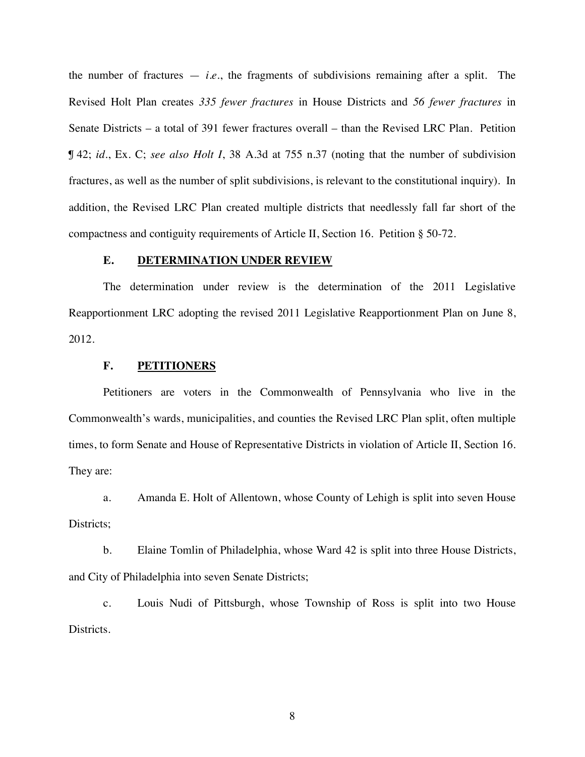the number of fractures — *i.e.*, the fragments of subdivisions remaining after a split. The Revised Holt Plan creates *335 fewer fractures* in House Districts and *56 fewer fractures* in Senate Districts – a total of 391 fewer fractures overall – than the Revised LRC Plan. Petition ¶ 42; *id.*, Ex. C; *see also Holt I*, 38 A.3d at 755 n.37 (noting that the number of subdivision fractures, as well as the number of split subdivisions, is relevant to the constitutional inquiry). In addition, the Revised LRC Plan created multiple districts that needlessly fall far short of the compactness and contiguity requirements of Article II, Section 16. Petition § 50-72.

### E. DETERMINATION UNDER REVIEW

The determination under review is the determination of the 2011 Legislative Reapportionment LRC adopting the revised 2011 Legislative Reapportionment Plan on June 8, 2012.

### F. PETITIONERS

Petitioners are voters in the Commonwealth of Pennsylvania who live in the Commonwealth's wards, municipalities, and counties the Revised LRC Plan split, often multiple times, to form Senate and House of Representative Districts in violation of Article II, Section 16. They are:

a. Amanda E. Holt of Allentown, whose County of Lehigh is split into seven House Districts;

b. Elaine Tomlin of Philadelphia, whose Ward 42 is split into three House Districts, and City of Philadelphia into seven Senate Districts;

c. Louis Nudi of Pittsburgh, whose Township of Ross is split into two House Districts.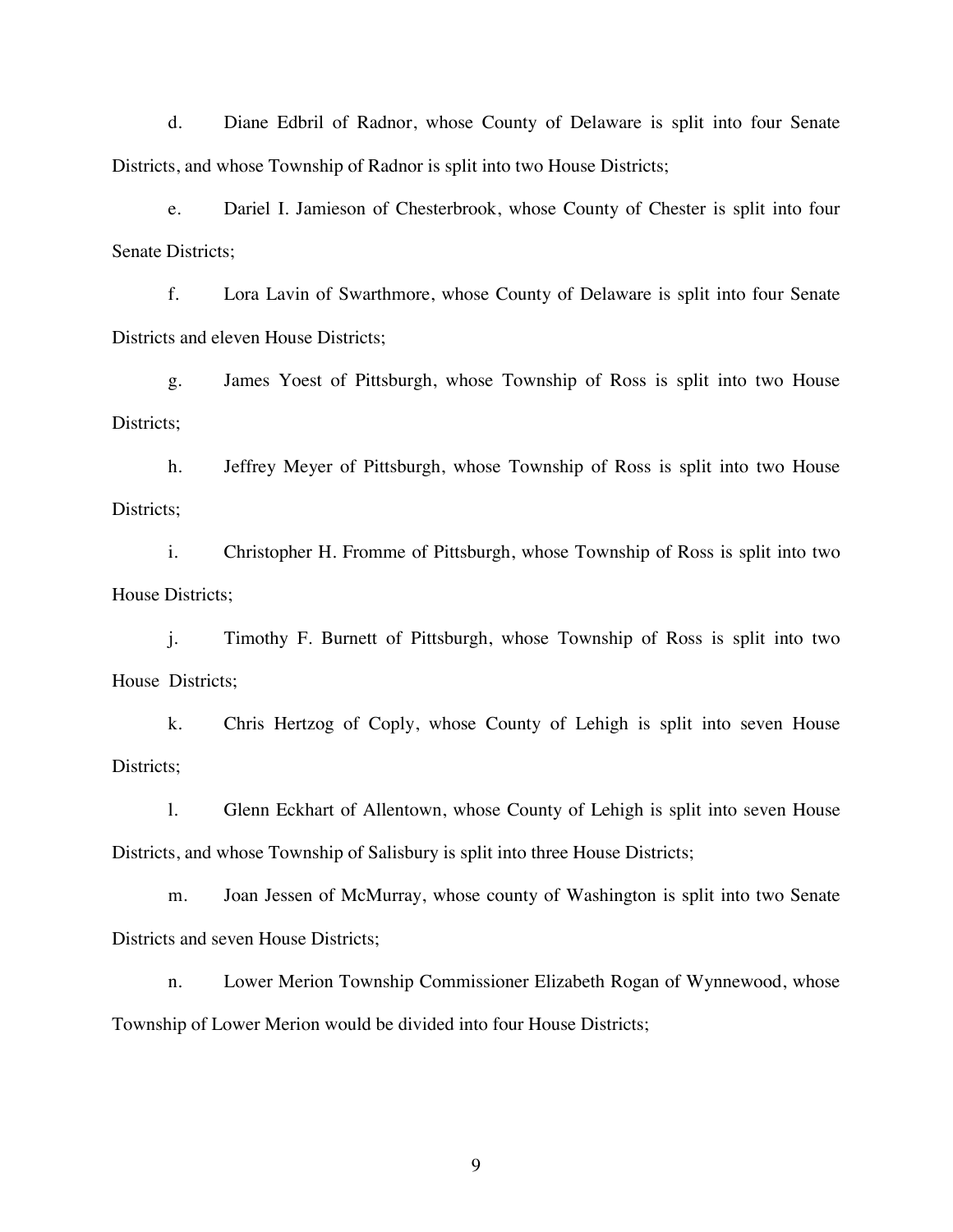d. Diane Edbril of Radnor, whose County of Delaware is split into four Senate Districts, and whose Township of Radnor is split into two House Districts;

e. Dariel I. Jamieson of Chesterbrook, whose County of Chester is split into four Senate Districts;

f. Lora Lavin of Swarthmore, whose County of Delaware is split into four Senate Districts and eleven House Districts;

g. James Yoest of Pittsburgh, whose Township of Ross is split into two House Districts;

h. Jeffrey Meyer of Pittsburgh, whose Township of Ross is split into two House Districts;

i. Christopher H. Fromme of Pittsburgh, whose Township of Ross is split into two House Districts;

j. Timothy F. Burnett of Pittsburgh, whose Township of Ross is split into two House Districts;

k. Chris Hertzog of Coply, whose County of Lehigh is split into seven House Districts;

l. Glenn Eckhart of Allentown, whose County of Lehigh is split into seven House Districts, and whose Township of Salisbury is split into three House Districts;

m. Joan Jessen of McMurray, whose county of Washington is split into two Senate Districts and seven House Districts;

n. Lower Merion Township Commissioner Elizabeth Rogan of Wynnewood, whose Township of Lower Merion would be divided into four House Districts;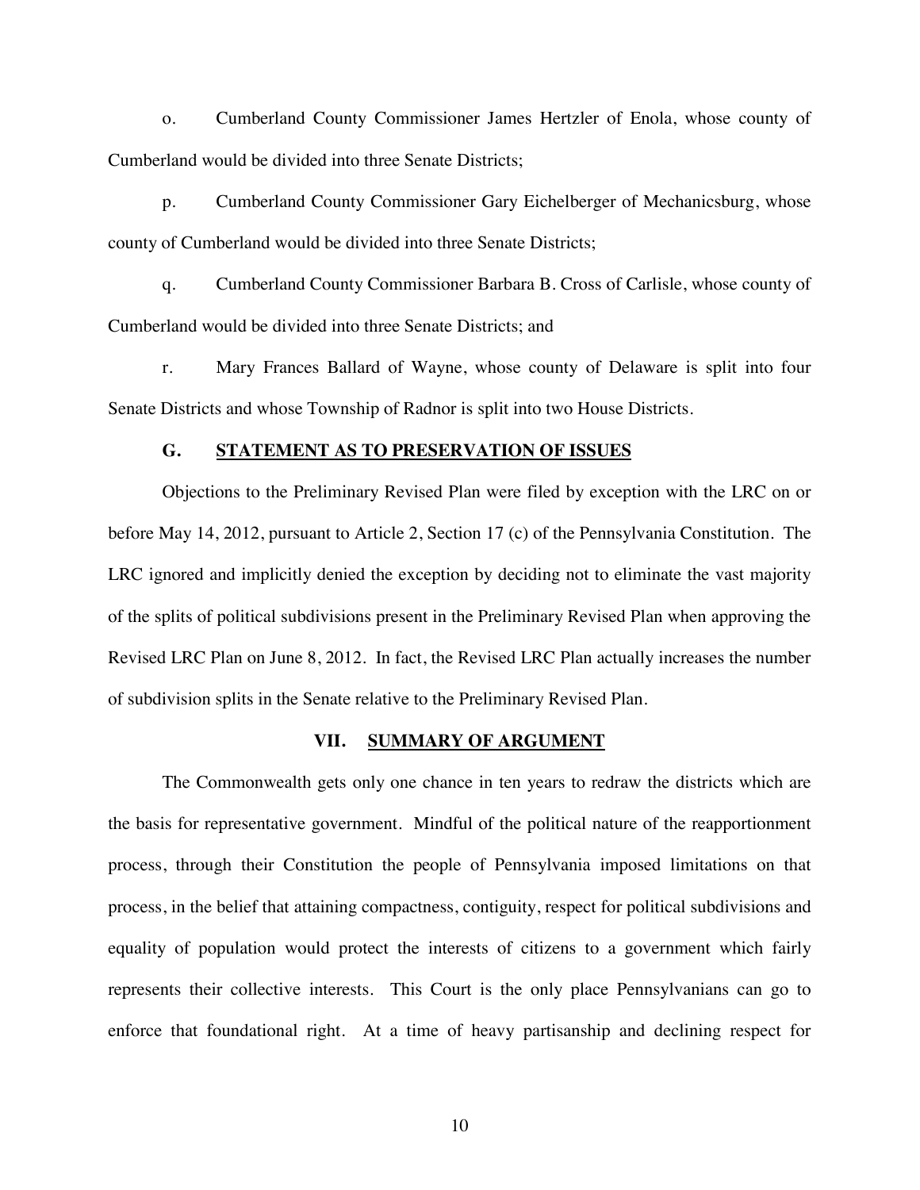o. Cumberland County Commissioner James Hertzler of Enola, whose county of Cumberland would be divided into three Senate Districts;

p. Cumberland County Commissioner Gary Eichelberger of Mechanicsburg, whose county of Cumberland would be divided into three Senate Districts;

q. Cumberland County Commissioner Barbara B. Cross of Carlisle, whose county of Cumberland would be divided into three Senate Districts; and

r. Mary Frances Ballard of Wayne, whose county of Delaware is split into four Senate Districts and whose Township of Radnor is split into two House Districts.

### G. STATEMENT AS TO PRESERVATION OF ISSUES

Objections to the Preliminary Revised Plan were filed by exception with the LRC on or before May 14, 2012, pursuant to Article 2, Section 17 (c) of the Pennsylvania Constitution. The LRC ignored and implicitly denied the exception by deciding not to eliminate the vast majority of the splits of political subdivisions present in the Preliminary Revised Plan when approving the Revised LRC Plan on June 8, 2012. In fact, the Revised LRC Plan actually increases the number of subdivision splits in the Senate relative to the Preliminary Revised Plan.

## VII. SUMMARY OF ARGUMENT

The Commonwealth gets only one chance in ten years to redraw the districts which are the basis for representative government. Mindful of the political nature of the reapportionment process, through their Constitution the people of Pennsylvania imposed limitations on that process, in the belief that attaining compactness, contiguity, respect for political subdivisions and equality of population would protect the interests of citizens to a government which fairly represents their collective interests. This Court is the only place Pennsylvanians can go to enforce that foundational right. At a time of heavy partisanship and declining respect for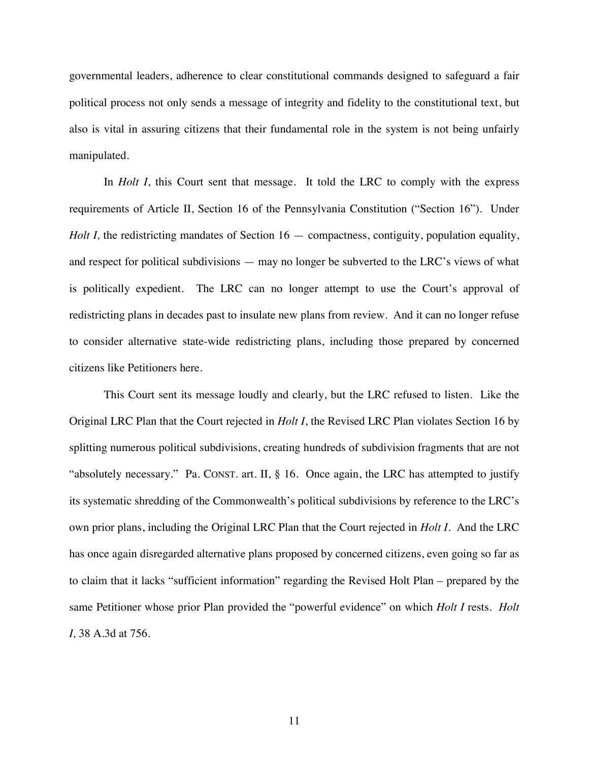governmental leaders, adherence to clear constitutional commands designed to safeguard a fair political process not only sends a message of integrity and fidelity to the constitutional text, but also is vital in assuring citizens that their fundamental role in the system is not being unfairly manipulated.

In *Holt I*, this Court sent that message. It told the LRC to comply with the express requirements of Article II, Section 16 of the Pennsylvania Constitution ("Section 16"). Under *Holt I,* the redistricting mandates of Section 16 — compactness, contiguity, population equality, and respect for political subdivisions — may no longer be subverted to the LRC's views of what is politically expedient. The LRC can no longer attempt to use the Court's approval of redistricting plans in decades past to insulate new plans from review. And it can no longer refuse to consider alternative state-wide redistricting plans, including those prepared by concerned citizens like Petitioners here.

This Court sent its message loudly and clearly, but the LRC refused to listen. Like the Original LRC Plan that the Court rejected in *Holt I*, the Revised LRC Plan violates Section 16 by splitting numerous political subdivisions, creating hundreds of subdivision fragments that are not "absolutely necessary." Pa. CONST. art. II, § 16. Once again, the LRC has attempted to justify its systematic shredding of the Commonwealth's political subdivisions by reference to the LRC's own prior plans, including the Original LRC Plan that the Court rejected in *Holt I*. And the LRC has once again disregarded alternative plans proposed by concerned citizens, even going so far as to claim that it lacks "sufficient information" regarding the Revised Holt Plan – prepared by the same Petitioner whose prior Plan provided the "powerful evidence" on which *Holt I* rests. *Holt I,* 38 A.3d at 756.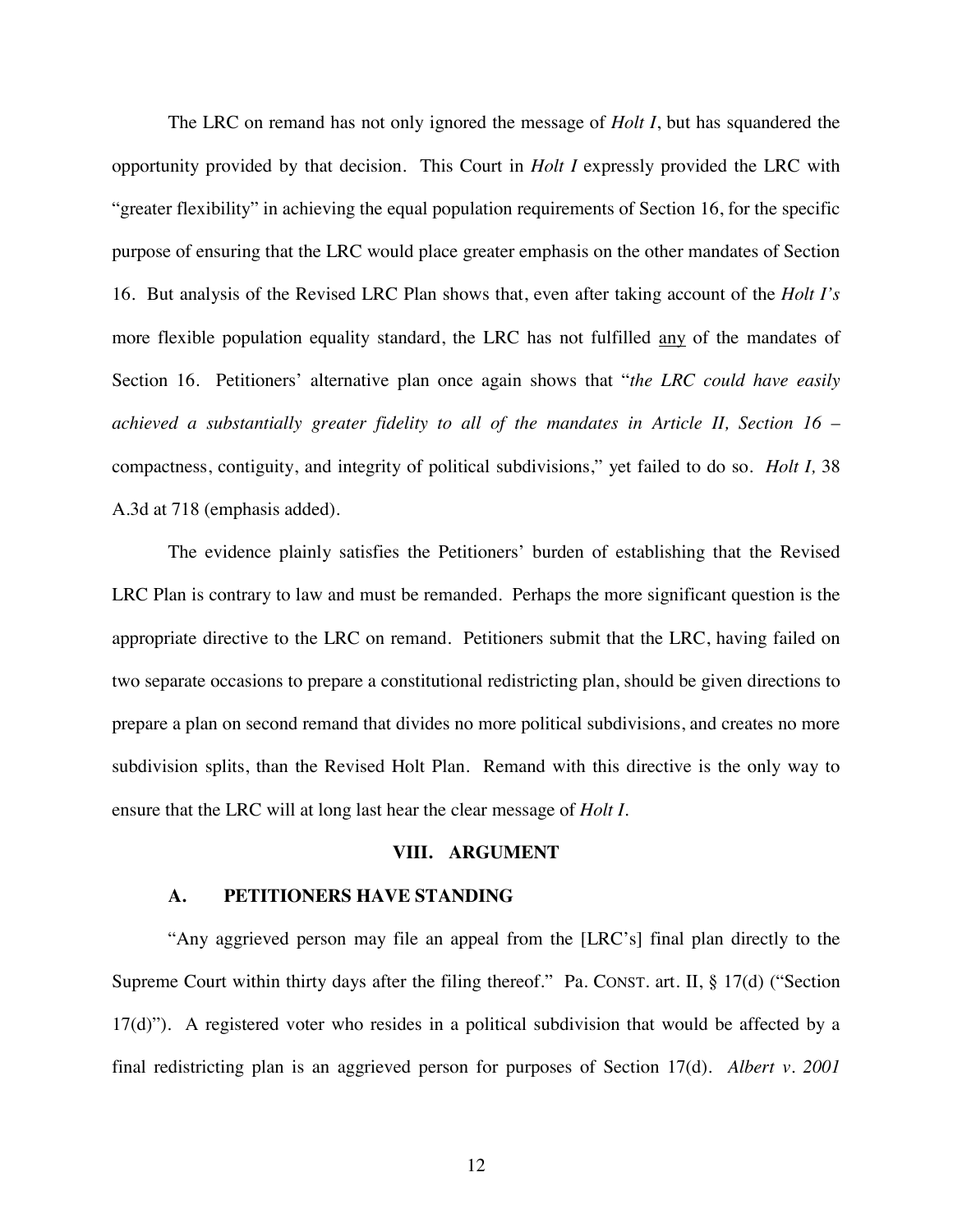The LRC on remand has not only ignored the message of *Holt I*, but has squandered the opportunity provided by that decision. This Court in *Holt I* expressly provided the LRC with "greater flexibility" in achieving the equal population requirements of Section 16, for the specific purpose of ensuring that the LRC would place greater emphasis on the other mandates of Section 16. But analysis of the Revised LRC Plan shows that, even after taking account of the *Holt I's* more flexible population equality standard, the LRC has not fulfilled <u>any</u> of the mandates of Section 16. Petitioners' alternative plan once again shows that "*the LRC could have easily achieved a substantially greater fidelity to all of the mandates in Article II, Section 16* – compactness, contiguity, and integrity of political subdivisions," yet failed to do so. *Holt I,* 38 A.3d at 718 (emphasis added).

The evidence plainly satisfies the Petitioners' burden of establishing that the Revised LRC Plan is contrary to law and must be remanded. Perhaps the more significant question is the appropriate directive to the LRC on remand. Petitioners submit that the LRC, having failed on two separate occasions to prepare a constitutional redistricting plan, should be given directions to prepare a plan on second remand that divides no more political subdivisions, and creates no more subdivision splits, than the Revised Holt Plan. Remand with this directive is the only way to ensure that the LRC will at long last hear the clear message of *Holt I*.

## VIII. ARGUMENT

### A. PETITIONERS HAVE STANDING

"Any aggrieved person may file an appeal from the [LRC's] final plan directly to the Supreme Court within thirty days after the filing thereof." Pa. CONST. art. II, § 17(d) ("Section 17(d)"). A registered voter who resides in a political subdivision that would be affected by a final redistricting plan is an aggrieved person for purposes of Section 17(d). *Albert v. 2001*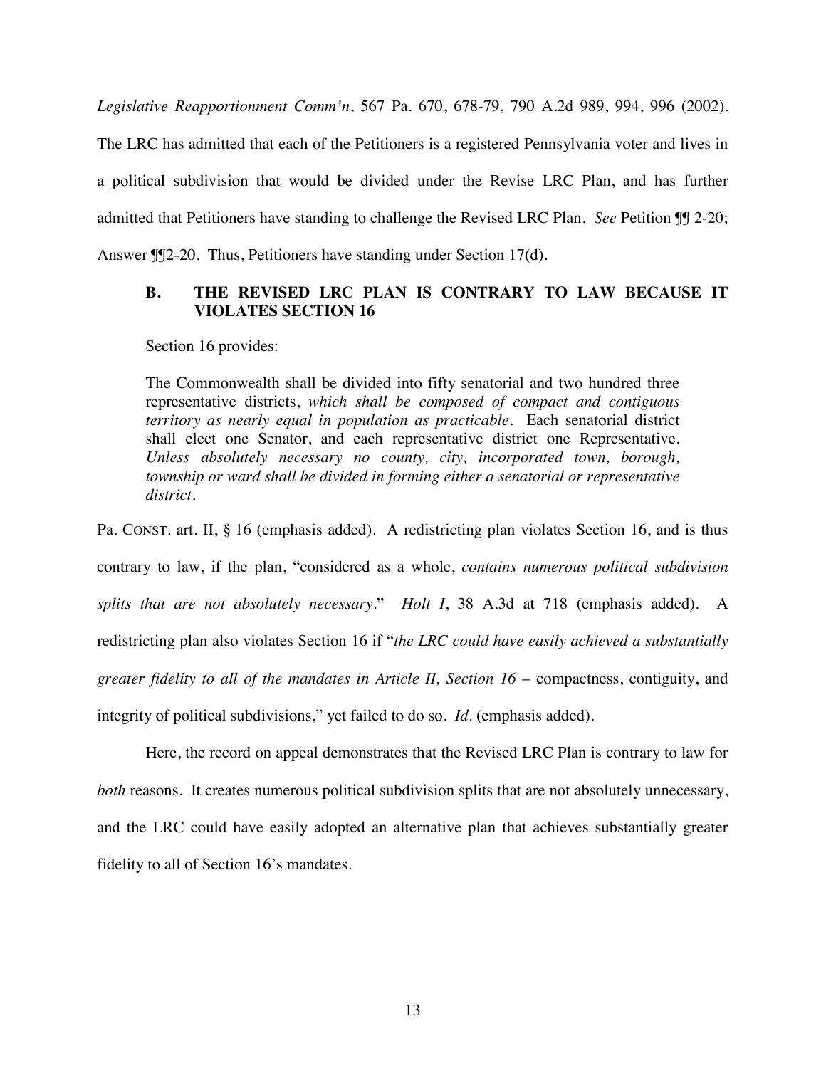*Legislative Reapportionment Comm'n*, 567 Pa. 670, 678-79, 790 A.2d 989, 994, 996 (2002). The LRC has admitted that each of the Petitioners is a registered Pennsylvania voter and lives in a political subdivision that would be divided under the Revise LRC Plan, and has further admitted that Petitioners have standing to challenge the Revised LRC Plan. *See* Petition ¶¶ 2-20; Answer ¶¶2-20. Thus, Petitioners have standing under Section 17(d).

### B. THE REVISED LRC PLAN IS CONTRARY TO LAW BECAUSE IT VIOLATES SECTION 16

Section 16 provides:

> The Commonwealth shall be divided into fifty senatorial and two hundred three representative districts, *which shall be composed of compact and contiguous territory as nearly equal in population as practicable*. Each senatorial district shall elect one Senator, and each representative district one Representative. *Unless absolutely necessary no county, city, incorporated town, borough, township or ward shall be divided in forming either a senatorial or representative district*.

Pa. CONST. art. II, § 16 (emphasis added). A redistricting plan violates Section 16, and is thus contrary to law, if the plan, "considered as a whole, *contains numerous political subdivision splits that are not absolutely necessary*." *Holt I*, 38 A.3d at 718 (emphasis added). A redistricting plan also violates Section 16 if "*the LRC could have easily achieved a substantially greater fidelity to all of the mandates in Article II, Section 16* – compactness, contiguity, and integrity of political subdivisions," yet failed to do so. *Id*. (emphasis added).

Here, the record on appeal demonstrates that the Revised LRC Plan is contrary to law for *both* reasons. It creates numerous political subdivision splits that are not absolutely unnecessary, and the LRC could have easily adopted an alternative plan that achieves substantially greater fidelity to all of Section 16's mandates.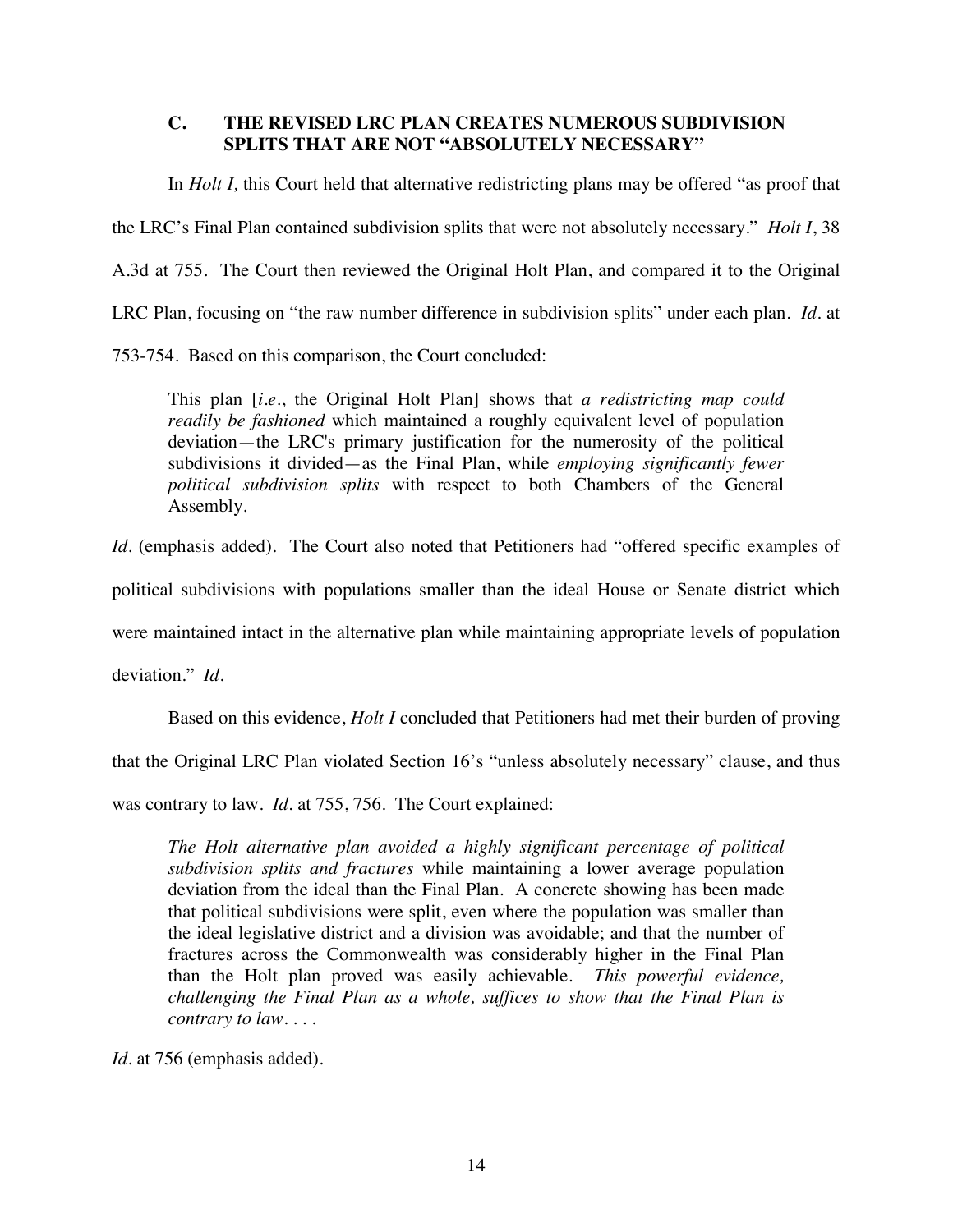### C. THE REVISED LRC PLAN CREATES NUMEROUS SUBDIVISION SPLITS THAT ARE NOT "ABSOLUTELY NECESSARY"

In *Holt I,* this Court held that alternative redistricting plans may be offered "as proof that the LRC's Final Plan contained subdivision splits that were not absolutely necessary." *Holt I*, 38 A.3d at 755. The Court then reviewed the Original Holt Plan, and compared it to the Original LRC Plan, focusing on "the raw number difference in subdivision splits" under each plan. *Id.* at 753-754. Based on this comparison, the Court concluded:

> This plan [*i.e.*, the Original Holt Plan] shows that *a redistricting map could readily be fashioned* which maintained a roughly equivalent level of population deviation—the LRC's primary justification for the numerosity of the political subdivisions it divided—as the Final Plan, while *employing significantly fewer political subdivision splits* with respect to both Chambers of the General Assembly.

*Id.* (emphasis added). The Court also noted that Petitioners had "offered specific examples of political subdivisions with populations smaller than the ideal House or Senate district which were maintained intact in the alternative plan while maintaining appropriate levels of population deviation." *Id.*

Based on this evidence, *Holt I* concluded that Petitioners had met their burden of proving that the Original LRC Plan violated Section 16's "unless absolutely necessary" clause, and thus was contrary to law. *Id.* at 755, 756. The Court explained:

> *The Holt alternative plan avoided a highly significant percentage of political subdivision splits and fractures* while maintaining a lower average population deviation from the ideal than the Final Plan. A concrete showing has been made that political subdivisions were split, even where the population was smaller than the ideal legislative district and a division was avoidable; and that the number of fractures across the Commonwealth was considerably higher in the Final Plan than the Holt plan proved was easily achievable. *This powerful evidence, challenging the Final Plan as a whole, suffices to show that the Final Plan is contrary to law. . . .*

*Id.* at 756 (emphasis added).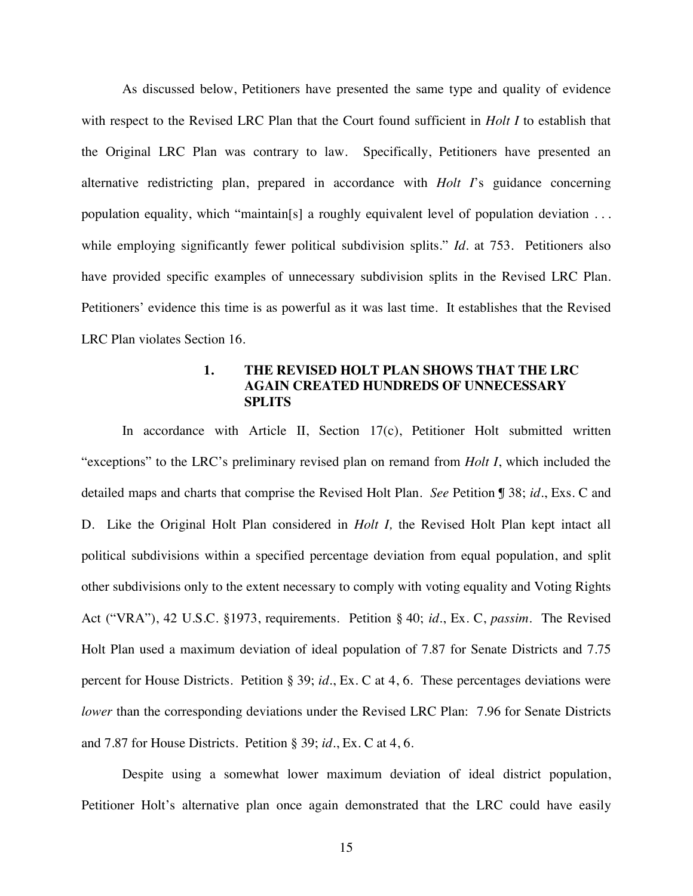As discussed below, Petitioners have presented the same type and quality of evidence with respect to the Revised LRC Plan that the Court found sufficient in *Holt I* to establish that the Original LRC Plan was contrary to law. Specifically, Petitioners have presented an alternative redistricting plan, prepared in accordance with *Holt I*'s guidance concerning population equality, which "maintain[s] a roughly equivalent level of population deviation . . . while employing significantly fewer political subdivision splits." *Id.* at 753. Petitioners also have provided specific examples of unnecessary subdivision splits in the Revised LRC Plan. Petitioners' evidence this time is as powerful as it was last time. It establishes that the Revised LRC Plan violates Section 16.

### 1. THE REVISED HOLT PLAN SHOWS THAT THE LRC AGAIN CREATED HUNDREDS OF UNNECESSARY SPLITS

In accordance with Article II, Section 17(c), Petitioner Holt submitted written "exceptions" to the LRC's preliminary revised plan on remand from *Holt I*, which included the detailed maps and charts that comprise the Revised Holt Plan. *See* Petition ¶ 38; *id.*, Exs. C and D. Like the Original Holt Plan considered in *Holt I,* the Revised Holt Plan kept intact all political subdivisions within a specified percentage deviation from equal population, and split other subdivisions only to the extent necessary to comply with voting equality and Voting Rights Act ("VRA"), 42 U.S.C. §1973, requirements. Petition § 40; *id.*, Ex. C, *passim*. The Revised Holt Plan used a maximum deviation of ideal population of 7.87 for Senate Districts and 7.75 percent for House Districts. Petition § 39; *id.*, Ex. C at 4, 6. These percentages deviations were *lower* than the corresponding deviations under the Revised LRC Plan: 7.96 for Senate Districts and 7.87 for House Districts. Petition § 39; *id.*, Ex. C at 4, 6.

Despite using a somewhat lower maximum deviation of ideal district population, Petitioner Holt's alternative plan once again demonstrated that the LRC could have easily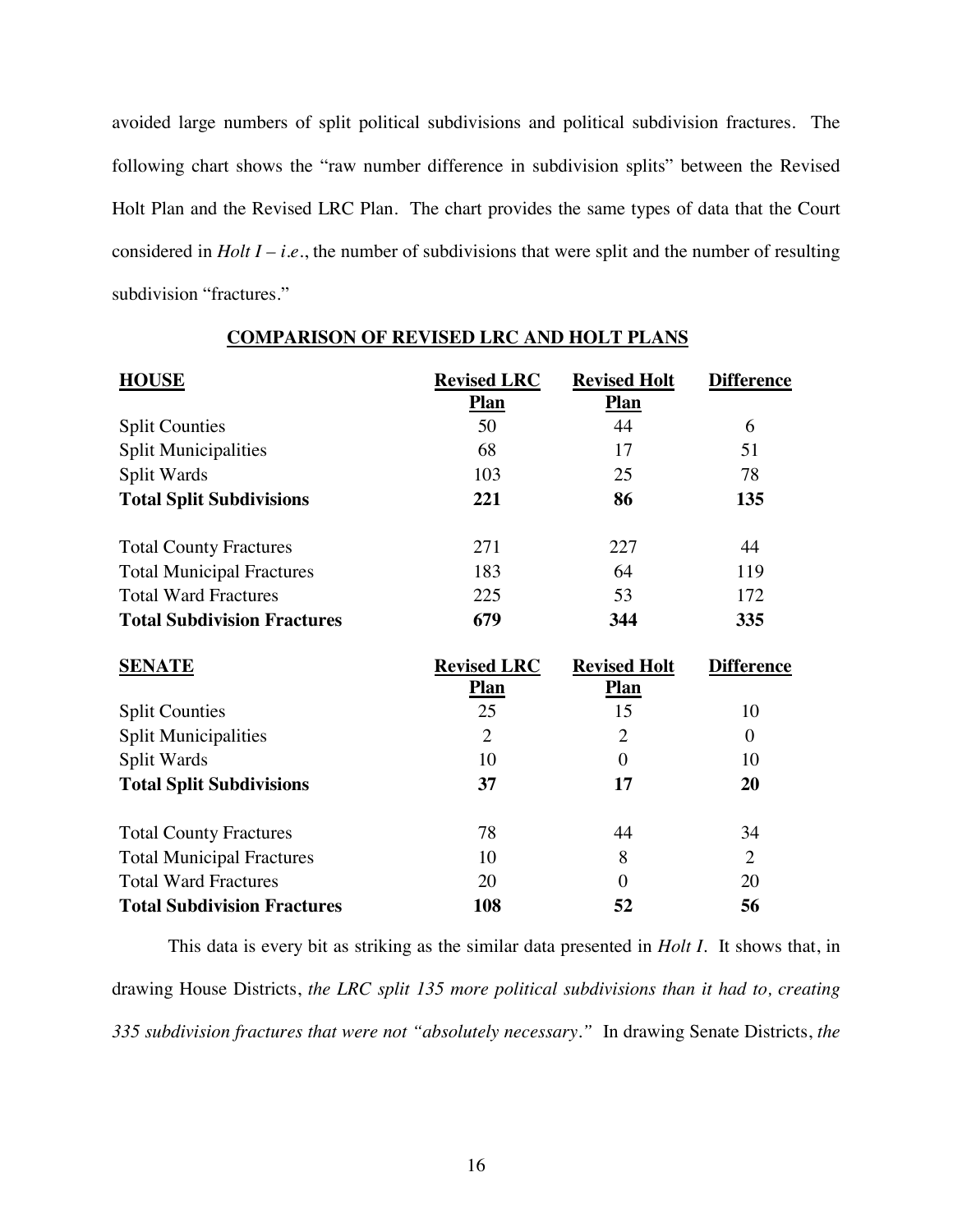avoided large numbers of split political subdivisions and political subdivision fractures. The following chart shows the "raw number difference in subdivision splits" between the Revised Holt Plan and the Revised LRC Plan. The chart provides the same types of data that the Court considered in *Holt I* – *i.e.*, the number of subdivisions that were split and the number of resulting subdivision "fractures."

**COMPARISON OF REVISED LRC AND HOLT PLANS**

| **HOUSE** | **Revised LRC Plan** | **Revised Holt Plan** | **Difference** |
|---|---|---|---|
| Split Counties | 50 | 44 | 6 |
| Split Municipalities | 68 | 17 | 51 |
| Split Wards | 103 | 25 | 78 |
| **Total Split Subdivisions** | **221** | **86** | **135** |
| | | | |
| Total County Fractures | 271 | 227 | 44 |
| Total Municipal Fractures | 183 | 64 | 119 |
| Total Ward Fractures | 225 | 53 | 172 |
| **Total Subdivision Fractures** | **679** | **344** | **335** |

| **SENATE** | **Revised LRC Plan** | **Revised Holt Plan** | **Difference** |
|---|---|---|---|
| Split Counties | 25 | 15 | 10 |
| Split Municipalities | 2 | 2 | 0 |
| Split Wards | 10 | 0 | 10 |
| **Total Split Subdivisions** | **37** | **17** | **20** |
| | | | |
| Total County Fractures | 78 | 44 | 34 |
| Total Municipal Fractures | 10 | 8 | 2 |
| Total Ward Fractures | 20 | 0 | 20 |
| **Total Subdivision Fractures** | **108** | **52** | **56** |

This data is every bit as striking as the similar data presented in *Holt I*. It shows that, in drawing House Districts, *the LRC split 135 more political subdivisions than it had to, creating 335 subdivision fractures that were not "absolutely necessary."* In drawing Senate Districts, *the*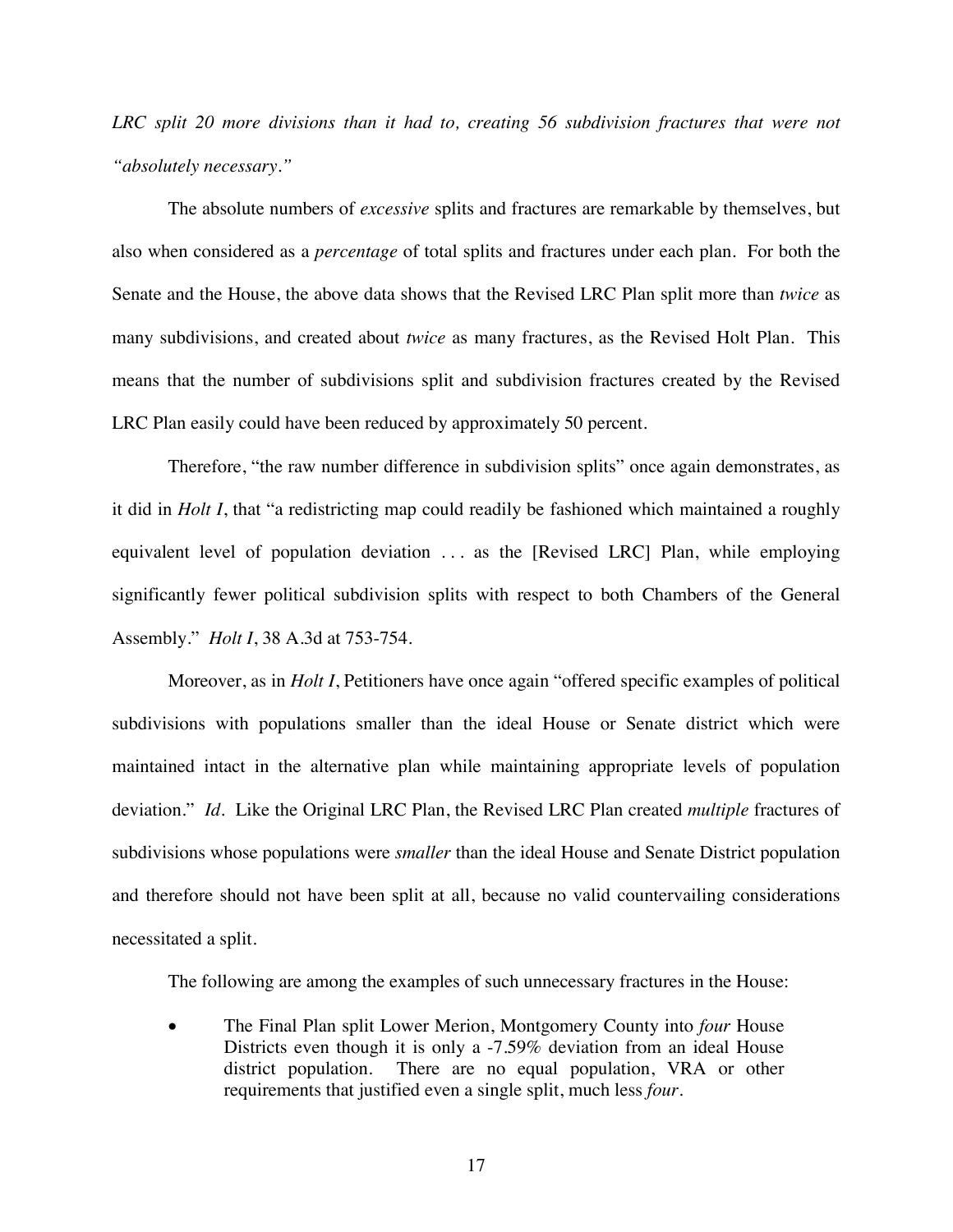*LRC split 20 more divisions than it had to, creating 56 subdivision fractures that were not "absolutely necessary."*

The absolute numbers of *excessive* splits and fractures are remarkable by themselves, but also when considered as a *percentage* of total splits and fractures under each plan. For both the Senate and the House, the above data shows that the Revised LRC Plan split more than *twice* as many subdivisions, and created about *twice* as many fractures, as the Revised Holt Plan. This means that the number of subdivisions split and subdivision fractures created by the Revised LRC Plan easily could have been reduced by approximately 50 percent.

Therefore, "the raw number difference in subdivision splits" once again demonstrates, as it did in *Holt I*, that "a redistricting map could readily be fashioned which maintained a roughly equivalent level of population deviation . . . as the [Revised LRC] Plan, while employing significantly fewer political subdivision splits with respect to both Chambers of the General Assembly." *Holt I*, 38 A.3d at 753-754.

Moreover, as in *Holt I*, Petitioners have once again "offered specific examples of political subdivisions with populations smaller than the ideal House or Senate district which were maintained intact in the alternative plan while maintaining appropriate levels of population deviation." *Id.* Like the Original LRC Plan, the Revised LRC Plan created *multiple* fractures of subdivisions whose populations were *smaller* than the ideal House and Senate District population and therefore should not have been split at all, because no valid countervailing considerations necessitated a split.

The following are among the examples of such unnecessary fractures in the House:

- The Final Plan split Lower Merion, Montgomery County into *four* House Districts even though it is only a -7.59% deviation from an ideal House district population. There are no equal population, VRA or other requirements that justified even a single split, much less *four*.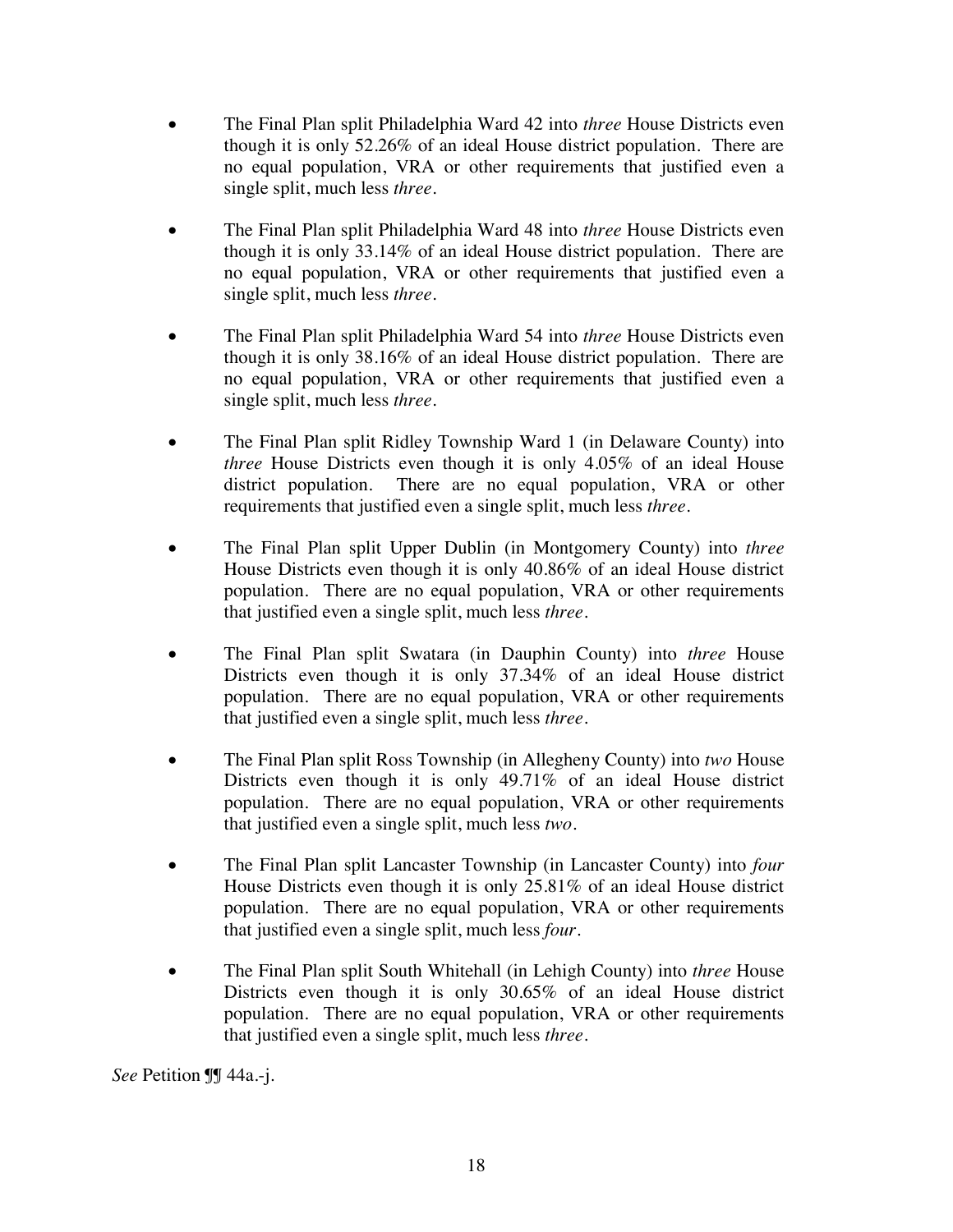- The Final Plan split Philadelphia Ward 42 into *three* House Districts even though it is only 52.26% of an ideal House district population. There are no equal population, VRA or other requirements that justified even a single split, much less *three*.

- The Final Plan split Philadelphia Ward 48 into *three* House Districts even though it is only 33.14% of an ideal House district population. There are no equal population, VRA or other requirements that justified even a single split, much less *three*.

- The Final Plan split Philadelphia Ward 54 into *three* House Districts even though it is only 38.16% of an ideal House district population. There are no equal population, VRA or other requirements that justified even a single split, much less *three*.

- The Final Plan split Ridley Township Ward 1 (in Delaware County) into *three* House Districts even though it is only 4.05% of an ideal House district population. There are no equal population, VRA or other requirements that justified even a single split, much less *three*.

- The Final Plan split Upper Dublin (in Montgomery County) into *three* House Districts even though it is only 40.86% of an ideal House district population. There are no equal population, VRA or other requirements that justified even a single split, much less *three*.

- The Final Plan split Swatara (in Dauphin County) into *three* House Districts even though it is only 37.34% of an ideal House district population. There are no equal population, VRA or other requirements that justified even a single split, much less *three*.

- The Final Plan split Ross Township (in Allegheny County) into *two* House Districts even though it is only 49.71% of an ideal House district population. There are no equal population, VRA or other requirements that justified even a single split, much less *two*.

- The Final Plan split Lancaster Township (in Lancaster County) into *four* House Districts even though it is only 25.81% of an ideal House district population. There are no equal population, VRA or other requirements that justified even a single split, much less *four*.

- The Final Plan split South Whitehall (in Lehigh County) into *three* House Districts even though it is only 30.65% of an ideal House district population. There are no equal population, VRA or other requirements that justified even a single split, much less *three*.

*See* Petition ¶¶ 44a.-j.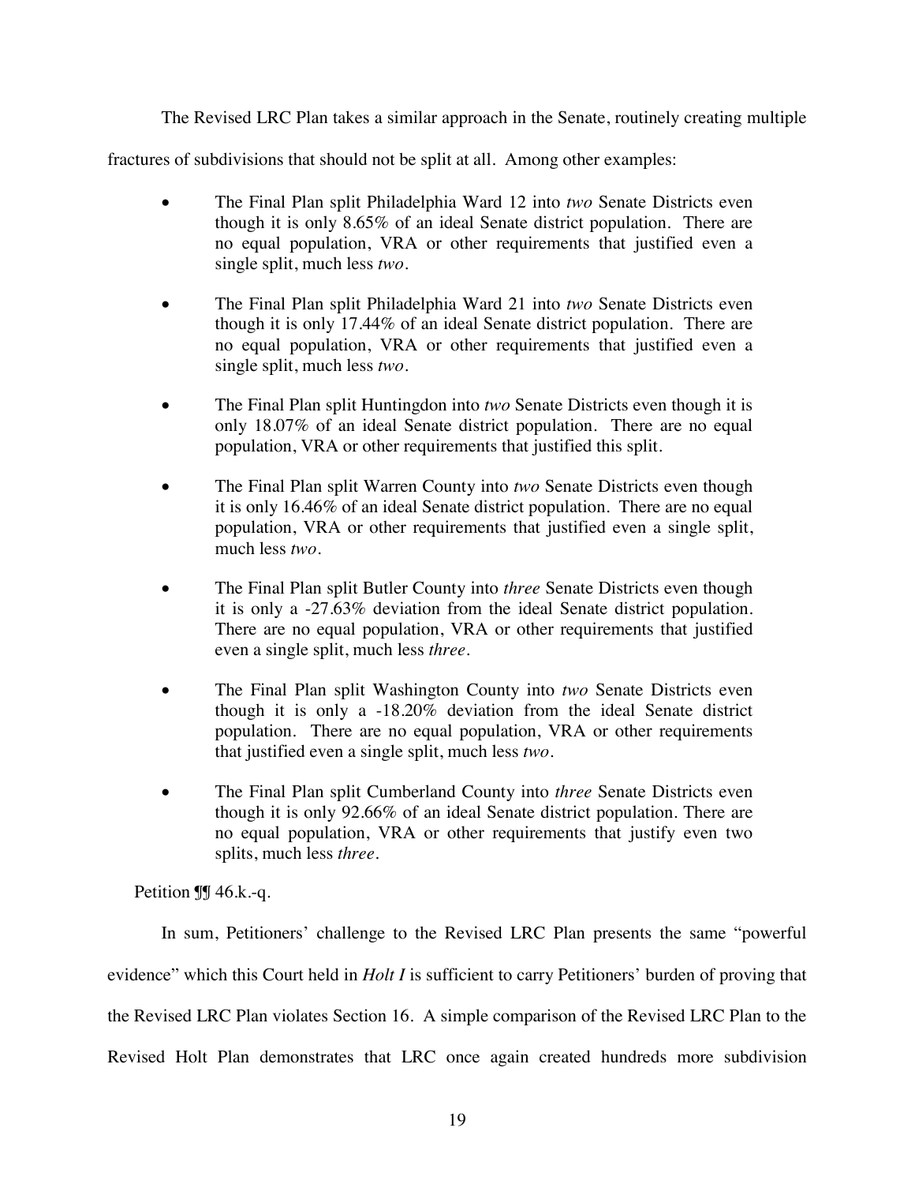The Revised LRC Plan takes a similar approach in the Senate, routinely creating multiple fractures of subdivisions that should not be split at all. Among other examples:

- The Final Plan split Philadelphia Ward 12 into *two* Senate Districts even though it is only 8.65% of an ideal Senate district population. There are no equal population, VRA or other requirements that justified even a single split, much less *two*.
- The Final Plan split Philadelphia Ward 21 into *two* Senate Districts even though it is only 17.44% of an ideal Senate district population. There are no equal population, VRA or other requirements that justified even a single split, much less *two*.
- The Final Plan split Huntingdon into *two* Senate Districts even though it is only 18.07% of an ideal Senate district population. There are no equal population, VRA or other requirements that justified this split.
- The Final Plan split Warren County into *two* Senate Districts even though it is only 16.46% of an ideal Senate district population. There are no equal population, VRA or other requirements that justified even a single split, much less *two*.
- The Final Plan split Butler County into *three* Senate Districts even though it is only a -27.63% deviation from the ideal Senate district population. There are no equal population, VRA or other requirements that justified even a single split, much less *three*.
- The Final Plan split Washington County into *two* Senate Districts even though it is only a -18.20% deviation from the ideal Senate district population. There are no equal population, VRA or other requirements that justified even a single split, much less *two*.
- The Final Plan split Cumberland County into *three* Senate Districts even though it is only 92.66% of an ideal Senate district population. There are no equal population, VRA or other requirements that justify even two splits, much less *three*.

Petition ¶¶ 46.k.-q.

In sum, Petitioners' challenge to the Revised LRC Plan presents the same "powerful evidence" which this Court held in *Holt I* is sufficient to carry Petitioners' burden of proving that the Revised LRC Plan violates Section 16. A simple comparison of the Revised LRC Plan to the Revised Holt Plan demonstrates that LRC once again created hundreds more subdivision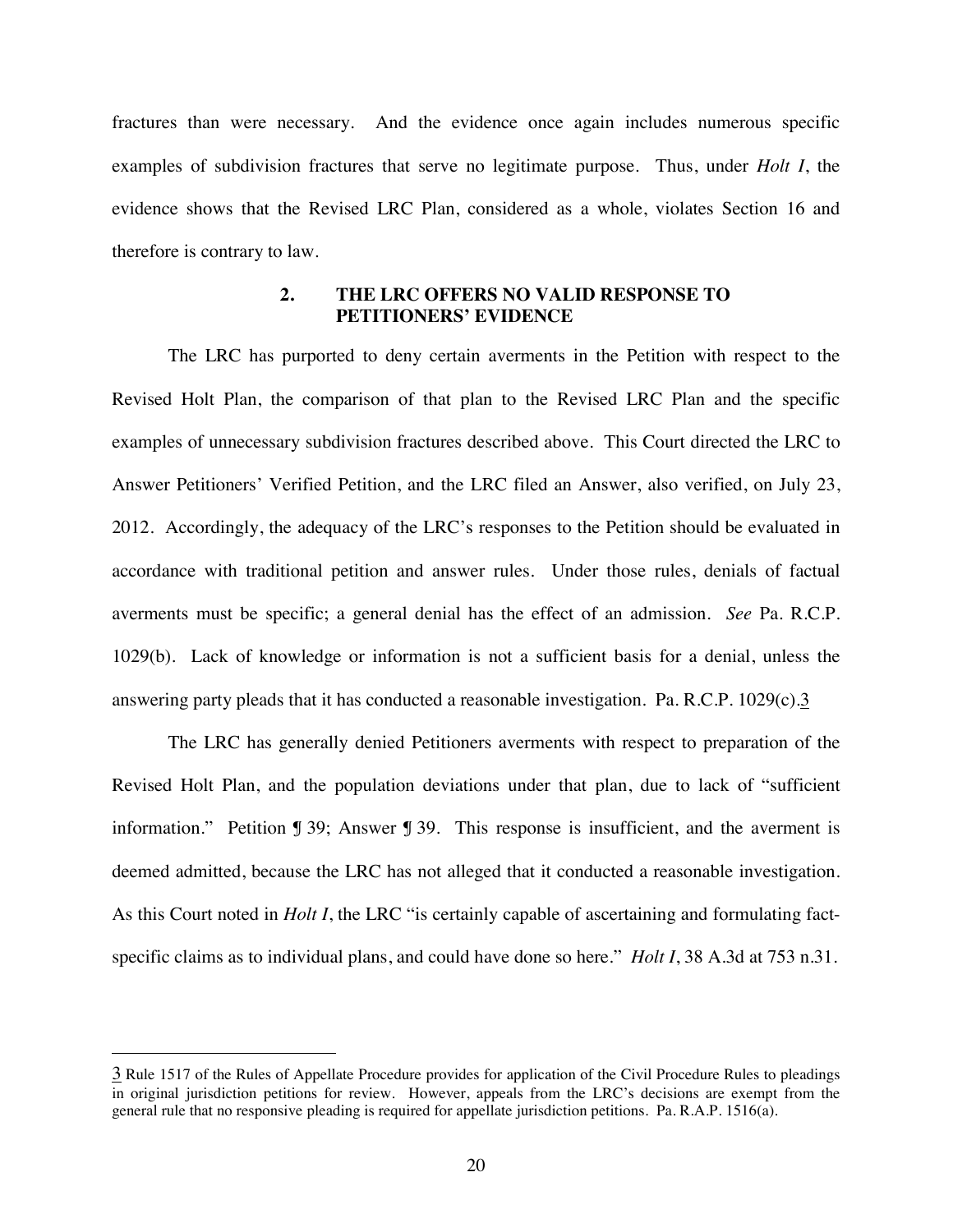fractures than were necessary. And the evidence once again includes numerous specific examples of subdivision fractures that serve no legitimate purpose. Thus, under *Holt I*, the evidence shows that the Revised LRC Plan, considered as a whole, violates Section 16 and therefore is contrary to law.

### 2. THE LRC OFFERS NO VALID RESPONSE TO PETITIONERS' EVIDENCE

The LRC has purported to deny certain averments in the Petition with respect to the Revised Holt Plan, the comparison of that plan to the Revised LRC Plan and the specific examples of unnecessary subdivision fractures described above. This Court directed the LRC to Answer Petitioners' Verified Petition, and the LRC filed an Answer, also verified, on July 23, 2012. Accordingly, the adequacy of the LRC's responses to the Petition should be evaluated in accordance with traditional petition and answer rules. Under those rules, denials of factual averments must be specific; a general denial has the effect of an admission. *See* Pa. R.C.P. 1029(b). Lack of knowledge or information is not a sufficient basis for a denial, unless the answering party pleads that it has conducted a reasonable investigation. Pa. R.C.P. 1029(c).[3]

The LRC has generally denied Petitioners averments with respect to preparation of the Revised Holt Plan, and the population deviations under that plan, due to lack of "sufficient information." Petition ¶ 39; Answer ¶ 39. This response is insufficient, and the averment is deemed admitted, because the LRC has not alleged that it conducted a reasonable investigation. As this Court noted in *Holt I*, the LRC "is certainly capable of ascertaining and formulating fact-specific claims as to individual plans, and could have done so here." *Holt I*, 38 A.3d at 753 n.31.

---

[3] Rule 1517 of the Rules of Appellate Procedure provides for application of the Civil Procedure Rules to pleadings in original jurisdiction petitions for review. However, appeals from the LRC's decisions are exempt from the general rule that no responsive pleading is required for appellate jurisdiction petitions. Pa. R.A.P. 1516(a).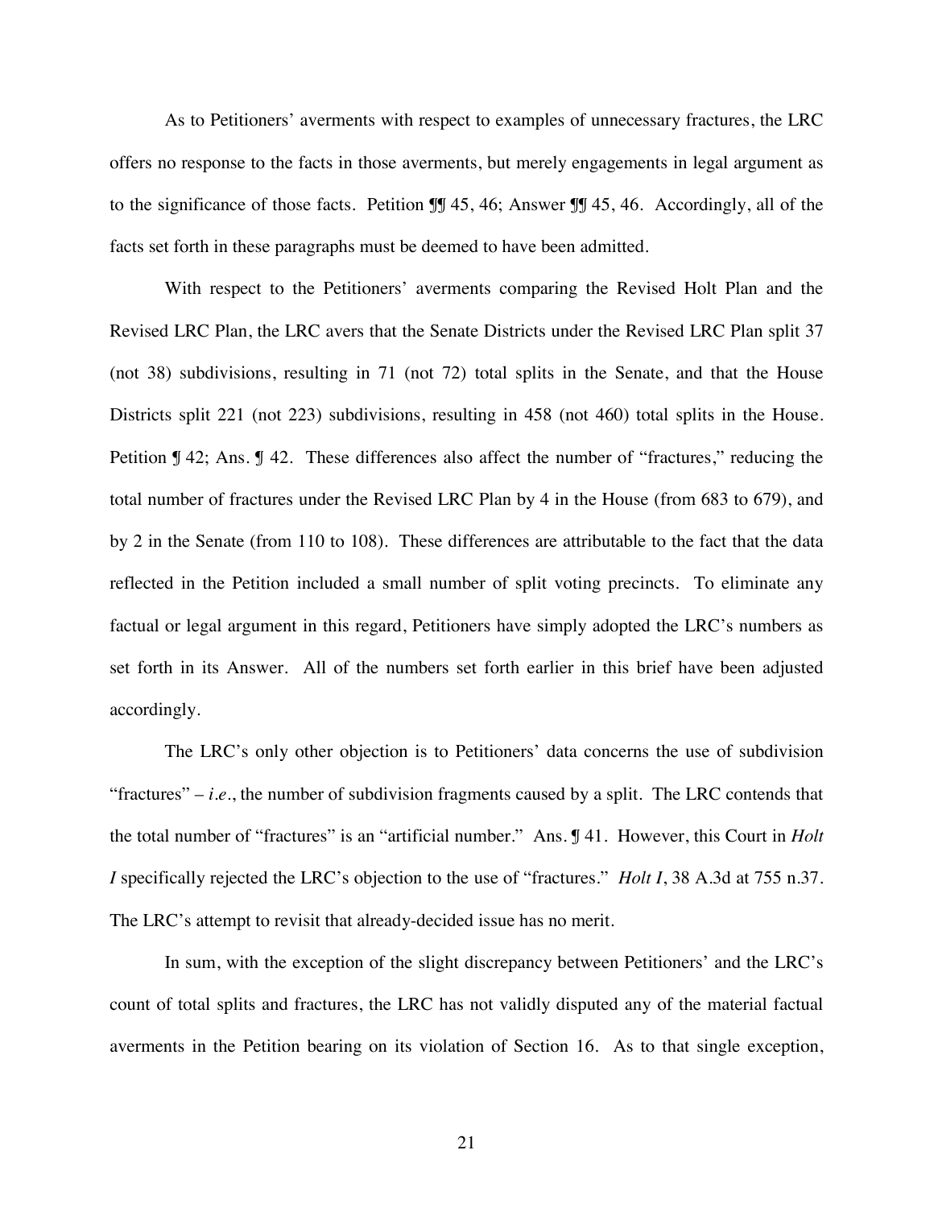As to Petitioners' averments with respect to examples of unnecessary fractures, the LRC offers no response to the facts in those averments, but merely engagements in legal argument as to the significance of those facts. Petition ¶¶ 45, 46; Answer ¶¶ 45, 46. Accordingly, all of the facts set forth in these paragraphs must be deemed to have been admitted.

With respect to the Petitioners' averments comparing the Revised Holt Plan and the Revised LRC Plan, the LRC avers that the Senate Districts under the Revised LRC Plan split 37 (not 38) subdivisions, resulting in 71 (not 72) total splits in the Senate, and that the House Districts split 221 (not 223) subdivisions, resulting in 458 (not 460) total splits in the House. Petition ¶ 42; Ans. ¶ 42. These differences also affect the number of "fractures," reducing the total number of fractures under the Revised LRC Plan by 4 in the House (from 683 to 679), and by 2 in the Senate (from 110 to 108). These differences are attributable to the fact that the data reflected in the Petition included a small number of split voting precincts. To eliminate any factual or legal argument in this regard, Petitioners have simply adopted the LRC's numbers as set forth in its Answer. All of the numbers set forth earlier in this brief have been adjusted accordingly.

The LRC's only other objection is to Petitioners' data concerns the use of subdivision "fractures" – *i.e.*, the number of subdivision fragments caused by a split. The LRC contends that the total number of "fractures" is an "artificial number." Ans. ¶ 41. However, this Court in *Holt I* specifically rejected the LRC's objection to the use of "fractures." *Holt I*, 38 A.3d at 755 n.37. The LRC's attempt to revisit that already-decided issue has no merit.

In sum, with the exception of the slight discrepancy between Petitioners' and the LRC's count of total splits and fractures, the LRC has not validly disputed any of the material factual averments in the Petition bearing on its violation of Section 16. As to that single exception,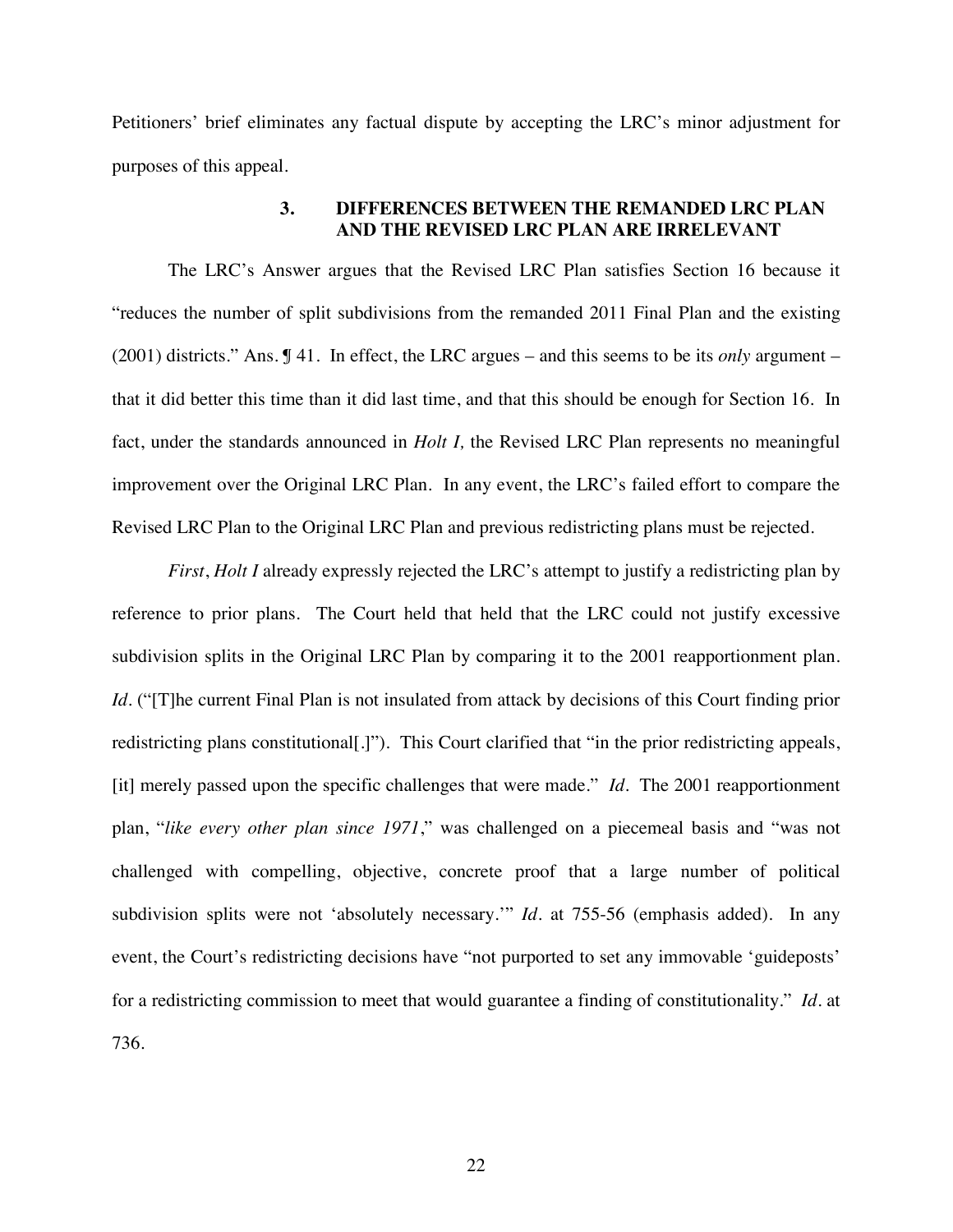Petitioners' brief eliminates any factual dispute by accepting the LRC's minor adjustment for purposes of this appeal.

### 3. DIFFERENCES BETWEEN THE REMANDED LRC PLAN AND THE REVISED LRC PLAN ARE IRRELEVANT

The LRC's Answer argues that the Revised LRC Plan satisfies Section 16 because it "reduces the number of split subdivisions from the remanded 2011 Final Plan and the existing (2001) districts." Ans. ¶ 41. In effect, the LRC argues – and this seems to be its *only* argument – that it did better this time than it did last time, and that this should be enough for Section 16. In fact, under the standards announced in *Holt I,* the Revised LRC Plan represents no meaningful improvement over the Original LRC Plan. In any event, the LRC's failed effort to compare the Revised LRC Plan to the Original LRC Plan and previous redistricting plans must be rejected.

*First*, *Holt I* already expressly rejected the LRC's attempt to justify a redistricting plan by reference to prior plans. The Court held that held that the LRC could not justify excessive subdivision splits in the Original LRC Plan by comparing it to the 2001 reapportionment plan. *Id.* ("[T]he current Final Plan is not insulated from attack by decisions of this Court finding prior redistricting plans constitutional[.]"). This Court clarified that "in the prior redistricting appeals, [it] merely passed upon the specific challenges that were made." *Id.* The 2001 reapportionment plan, "*like every other plan since 1971*," was challenged on a piecemeal basis and "was not challenged with compelling, objective, concrete proof that a large number of political subdivision splits were not 'absolutely necessary.'" *Id.* at 755-56 (emphasis added). In any event, the Court's redistricting decisions have "not purported to set any immovable 'guideposts' for a redistricting commission to meet that would guarantee a finding of constitutionality." *Id.* at 736.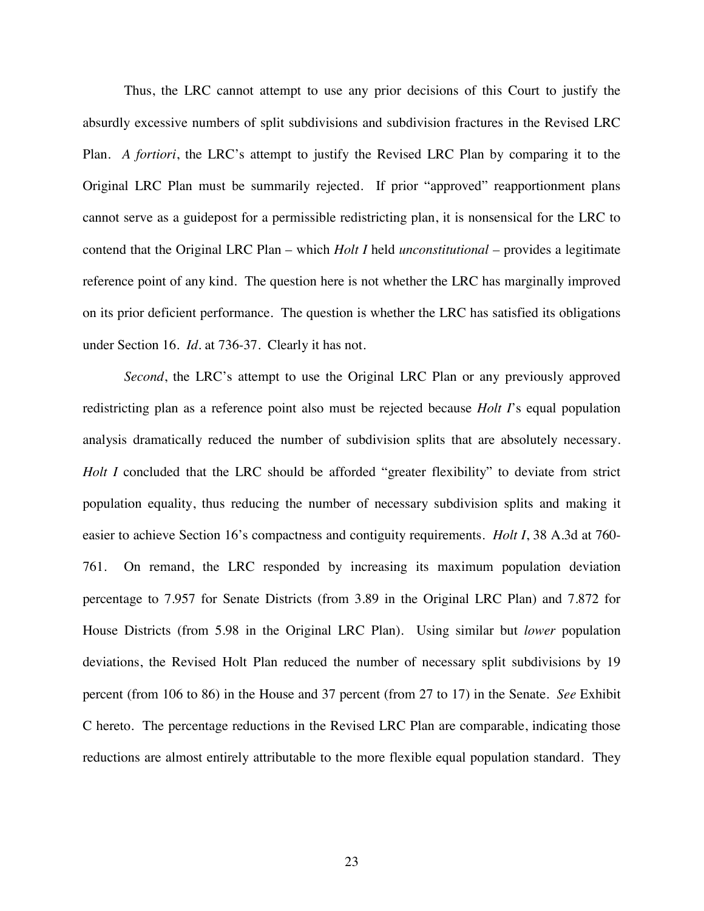Thus, the LRC cannot attempt to use any prior decisions of this Court to justify the absurdly excessive numbers of split subdivisions and subdivision fractures in the Revised LRC Plan. *A fortiori*, the LRC's attempt to justify the Revised LRC Plan by comparing it to the Original LRC Plan must be summarily rejected. If prior "approved" reapportionment plans cannot serve as a guidepost for a permissible redistricting plan, it is nonsensical for the LRC to contend that the Original LRC Plan – which *Holt I* held *unconstitutional* – provides a legitimate reference point of any kind. The question here is not whether the LRC has marginally improved on its prior deficient performance. The question is whether the LRC has satisfied its obligations under Section 16. *Id.* at 736-37. Clearly it has not.

*Second*, the LRC's attempt to use the Original LRC Plan or any previously approved redistricting plan as a reference point also must be rejected because *Holt I*'s equal population analysis dramatically reduced the number of subdivision splits that are absolutely necessary. *Holt I* concluded that the LRC should be afforded "greater flexibility" to deviate from strict population equality, thus reducing the number of necessary subdivision splits and making it easier to achieve Section 16's compactness and contiguity requirements. *Holt I*, 38 A.3d at 760-761. On remand, the LRC responded by increasing its maximum population deviation percentage to 7.957 for Senate Districts (from 3.89 in the Original LRC Plan) and 7.872 for House Districts (from 5.98 in the Original LRC Plan). Using similar but *lower* population deviations, the Revised Holt Plan reduced the number of necessary split subdivisions by 19 percent (from 106 to 86) in the House and 37 percent (from 27 to 17) in the Senate. *See* Exhibit C hereto. The percentage reductions in the Revised LRC Plan are comparable, indicating those reductions are almost entirely attributable to the more flexible equal population standard. They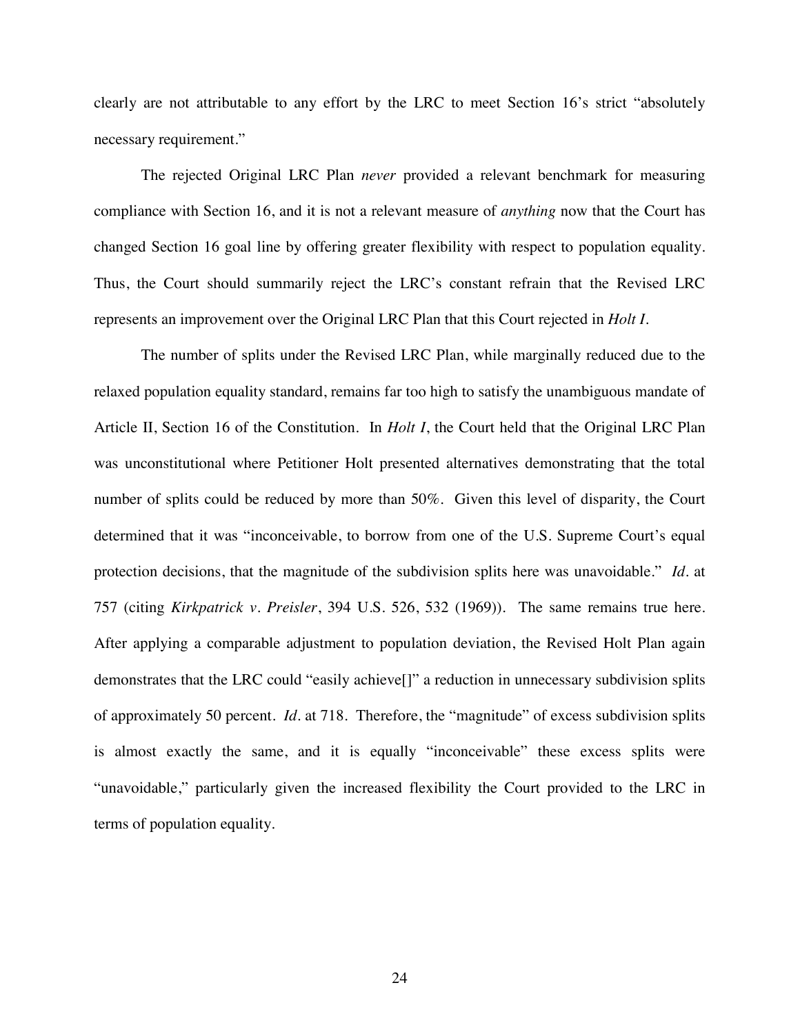clearly are not attributable to any effort by the LRC to meet Section 16's strict "absolutely necessary requirement."

The rejected Original LRC Plan *never* provided a relevant benchmark for measuring compliance with Section 16, and it is not a relevant measure of *anything* now that the Court has changed Section 16 goal line by offering greater flexibility with respect to population equality. Thus, the Court should summarily reject the LRC's constant refrain that the Revised LRC represents an improvement over the Original LRC Plan that this Court rejected in *Holt I*.

The number of splits under the Revised LRC Plan, while marginally reduced due to the relaxed population equality standard, remains far too high to satisfy the unambiguous mandate of Article II, Section 16 of the Constitution. In *Holt I*, the Court held that the Original LRC Plan was unconstitutional where Petitioner Holt presented alternatives demonstrating that the total number of splits could be reduced by more than 50%. Given this level of disparity, the Court determined that it was "inconceivable, to borrow from one of the U.S. Supreme Court's equal protection decisions, that the magnitude of the subdivision splits here was unavoidable." *Id.* at 757 (citing *Kirkpatrick v. Preisler*, 394 U.S. 526, 532 (1969)). The same remains true here. After applying a comparable adjustment to population deviation, the Revised Holt Plan again demonstrates that the LRC could "easily achieve[]" a reduction in unnecessary subdivision splits of approximately 50 percent. *Id.* at 718. Therefore, the "magnitude" of excess subdivision splits is almost exactly the same, and it is equally "inconceivable" these excess splits were "unavoidable," particularly given the increased flexibility the Court provided to the LRC in terms of population equality.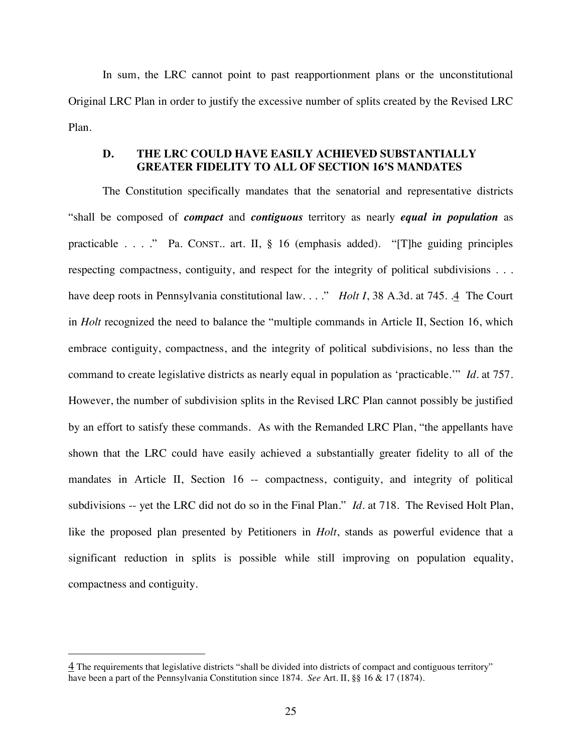In sum, the LRC cannot point to past reapportionment plans or the unconstitutional Original LRC Plan in order to justify the excessive number of splits created by the Revised LRC Plan.

### D. THE LRC COULD HAVE EASILY ACHIEVED SUBSTANTIALLY GREATER FIDELITY TO ALL OF SECTION 16'S MANDATES

The Constitution specifically mandates that the senatorial and representative districts "shall be composed of ***compact*** and ***contiguous*** territory as nearly ***equal in population*** as practicable . . . ." Pa. CONST.. art. II, § 16 (emphasis added). "[T]he guiding principles respecting compactness, contiguity, and respect for the integrity of political subdivisions . . . have deep roots in Pennsylvania constitutional law. . . ." *Holt I*, 38 A.3d. at 745. .[4] The Court in *Holt* recognized the need to balance the "multiple commands in Article II, Section 16, which embrace contiguity, compactness, and the integrity of political subdivisions, no less than the command to create legislative districts as nearly equal in population as 'practicable.'" *Id*. at 757. However, the number of subdivision splits in the Revised LRC Plan cannot possibly be justified by an effort to satisfy these commands. As with the Remanded LRC Plan, "the appellants have shown that the LRC could have easily achieved a substantially greater fidelity to all of the mandates in Article II, Section 16 -- compactness, contiguity, and integrity of political subdivisions -- yet the LRC did not do so in the Final Plan." *Id*. at 718. The Revised Holt Plan, like the proposed plan presented by Petitioners in *Holt*, stands as powerful evidence that a significant reduction in splits is possible while still improving on population equality, compactness and contiguity.

---

[4] The requirements that legislative districts "shall be divided into districts of compact and contiguous territory" have been a part of the Pennsylvania Constitution since 1874. *See* Art. II, §§ 16 & 17 (1874).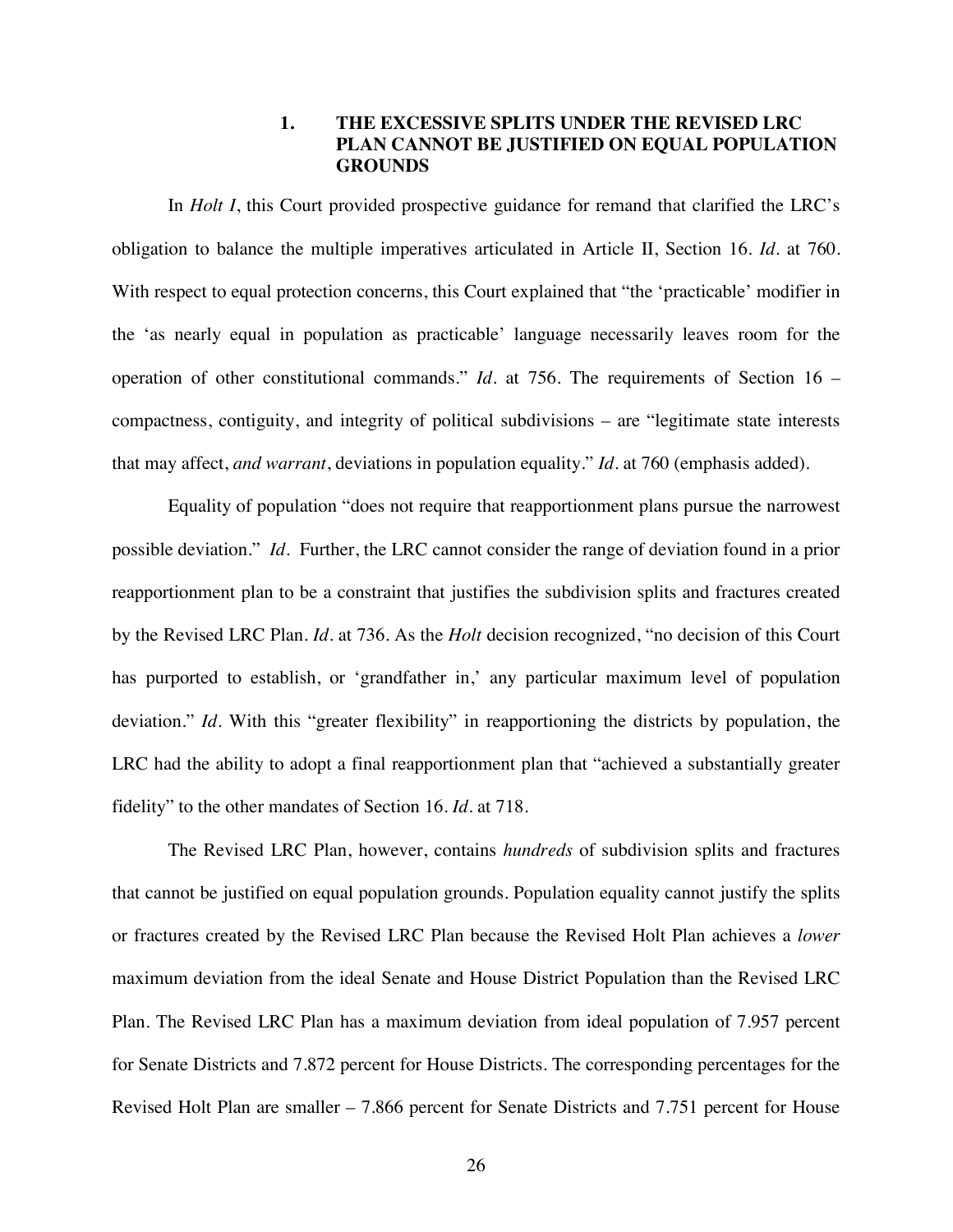### 1. THE EXCESSIVE SPLITS UNDER THE REVISED LRC PLAN CANNOT BE JUSTIFIED ON EQUAL POPULATION GROUNDS

In *Holt I*, this Court provided prospective guidance for remand that clarified the LRC's obligation to balance the multiple imperatives articulated in Article II, Section 16. *Id.* at 760. With respect to equal protection concerns, this Court explained that "the 'practicable' modifier in the 'as nearly equal in population as practicable' language necessarily leaves room for the operation of other constitutional commands." *Id.* at 756. The requirements of Section 16 – compactness, contiguity, and integrity of political subdivisions – are "legitimate state interests that may affect, *and warrant*, deviations in population equality." *Id.* at 760 (emphasis added).

Equality of population "does not require that reapportionment plans pursue the narrowest possible deviation." *Id.* Further, the LRC cannot consider the range of deviation found in a prior reapportionment plan to be a constraint that justifies the subdivision splits and fractures created by the Revised LRC Plan. *Id.* at 736. As the *Holt* decision recognized, "no decision of this Court has purported to establish, or 'grandfather in,' any particular maximum level of population deviation." *Id.* With this "greater flexibility" in reapportioning the districts by population, the LRC had the ability to adopt a final reapportionment plan that "achieved a substantially greater fidelity" to the other mandates of Section 16. *Id.* at 718.

The Revised LRC Plan, however, contains *hundreds* of subdivision splits and fractures that cannot be justified on equal population grounds. Population equality cannot justify the splits or fractures created by the Revised LRC Plan because the Revised Holt Plan achieves a *lower* maximum deviation from the ideal Senate and House District Population than the Revised LRC Plan. The Revised LRC Plan has a maximum deviation from ideal population of 7.957 percent for Senate Districts and 7.872 percent for House Districts. The corresponding percentages for the Revised Holt Plan are smaller – 7.866 percent for Senate Districts and 7.751 percent for House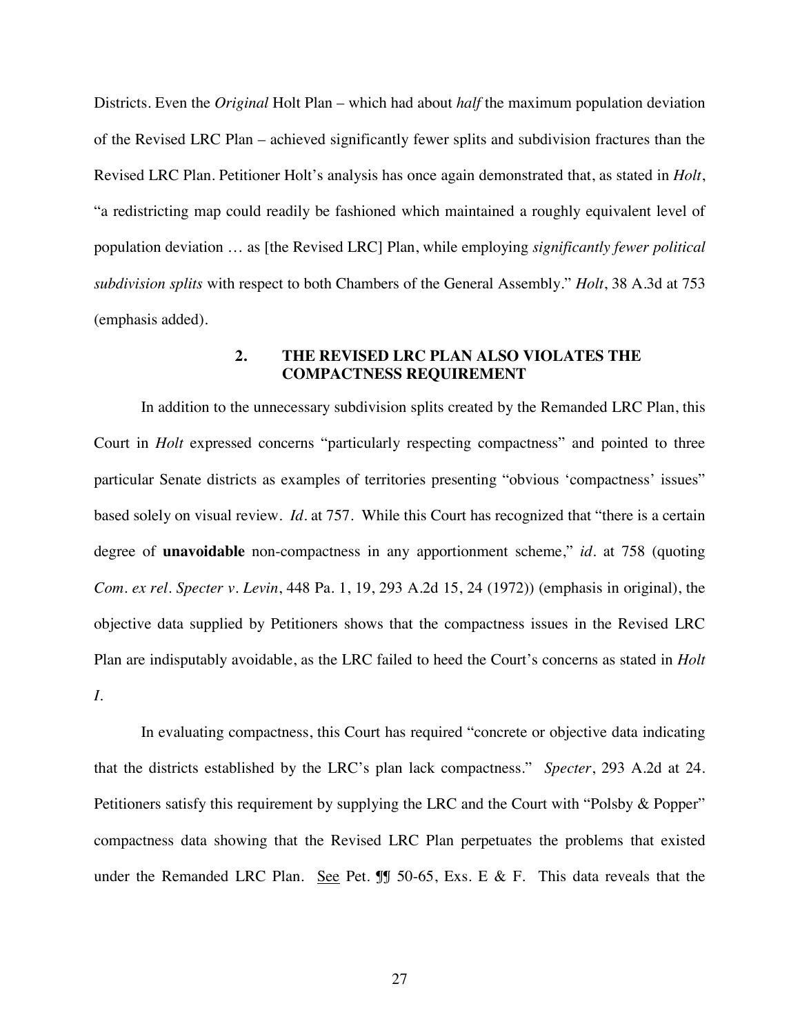Districts. Even the *Original* Holt Plan – which had about *half* the maximum population deviation of the Revised LRC Plan – achieved significantly fewer splits and subdivision fractures than the Revised LRC Plan. Petitioner Holt's analysis has once again demonstrated that, as stated in *Holt*, "a redistricting map could readily be fashioned which maintained a roughly equivalent level of population deviation … as [the Revised LRC] Plan, while employing *significantly fewer political subdivision splits* with respect to both Chambers of the General Assembly." *Holt*, 38 A.3d at 753 (emphasis added).

### 2. THE REVISED LRC PLAN ALSO VIOLATES THE COMPACTNESS REQUIREMENT

In addition to the unnecessary subdivision splits created by the Remanded LRC Plan, this Court in *Holt* expressed concerns "particularly respecting compactness" and pointed to three particular Senate districts as examples of territories presenting "obvious 'compactness' issues" based solely on visual review. *Id.* at 757. While this Court has recognized that "there is a certain degree of **unavoidable** non-compactness in any apportionment scheme," *id.* at 758 (quoting *Com. ex rel. Specter v. Levin*, 448 Pa. 1, 19, 293 A.2d 15, 24 (1972)) (emphasis in original), the objective data supplied by Petitioners shows that the compactness issues in the Revised LRC Plan are indisputably avoidable, as the LRC failed to heed the Court's concerns as stated in *Holt I*.

In evaluating compactness, this Court has required "concrete or objective data indicating that the districts established by the LRC's plan lack compactness." *Specter*, 293 A.2d at 24. Petitioners satisfy this requirement by supplying the LRC and the Court with "Polsby & Popper" compactness data showing that the Revised LRC Plan perpetuates the problems that existed under the Remanded LRC Plan. See Pet. ¶¶ 50-65, Exs. E & F. This data reveals that the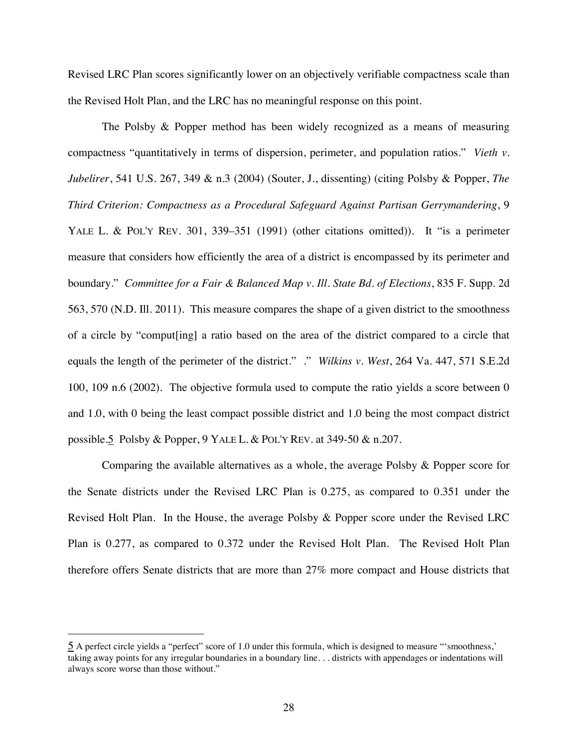Revised LRC Plan scores significantly lower on an objectively verifiable compactness scale than the Revised Holt Plan, and the LRC has no meaningful response on this point.

The Polsby & Popper method has been widely recognized as a means of measuring compactness "quantitatively in terms of dispersion, perimeter, and population ratios." *Vieth v. Jubelirer*, 541 U.S. 267, 349 & n.3 (2004) (Souter, J., dissenting) (citing Polsby & Popper, *The Third Criterion: Compactness as a Procedural Safeguard Against Partisan Gerrymandering*, 9 YALE L. & POL'Y REV. 301, 339–351 (1991) (other citations omitted)). It "is a perimeter measure that considers how efficiently the area of a district is encompassed by its perimeter and boundary." *Committee for a Fair & Balanced Map v. Ill. State Bd. of Elections*, 835 F. Supp. 2d 563, 570 (N.D. Ill. 2011). This measure compares the shape of a given district to the smoothness of a circle by "comput[ing] a ratio based on the area of the district compared to a circle that equals the length of the perimeter of the district." ." *Wilkins v. West*, 264 Va. 447, 571 S.E.2d 100, 109 n.6 (2002). The objective formula used to compute the ratio yields a score between 0 and 1.0, with 0 being the least compact possible district and 1.0 being the most compact district possible.[5] Polsby & Popper, 9 YALE L. & POL'Y REV. at 349-50 & n.207.

Comparing the available alternatives as a whole, the average Polsby & Popper score for the Senate districts under the Revised LRC Plan is 0.275, as compared to 0.351 under the Revised Holt Plan. In the House, the average Polsby & Popper score under the Revised LRC Plan is 0.277, as compared to 0.372 under the Revised Holt Plan. The Revised Holt Plan therefore offers Senate districts that are more than 27% more compact and House districts that

---

[5] A perfect circle yields a "perfect" score of 1.0 under this formula, which is designed to measure "'smoothness,' taking away points for any irregular boundaries in a boundary line. . . districts with appendages or indentations will always score worse than those without."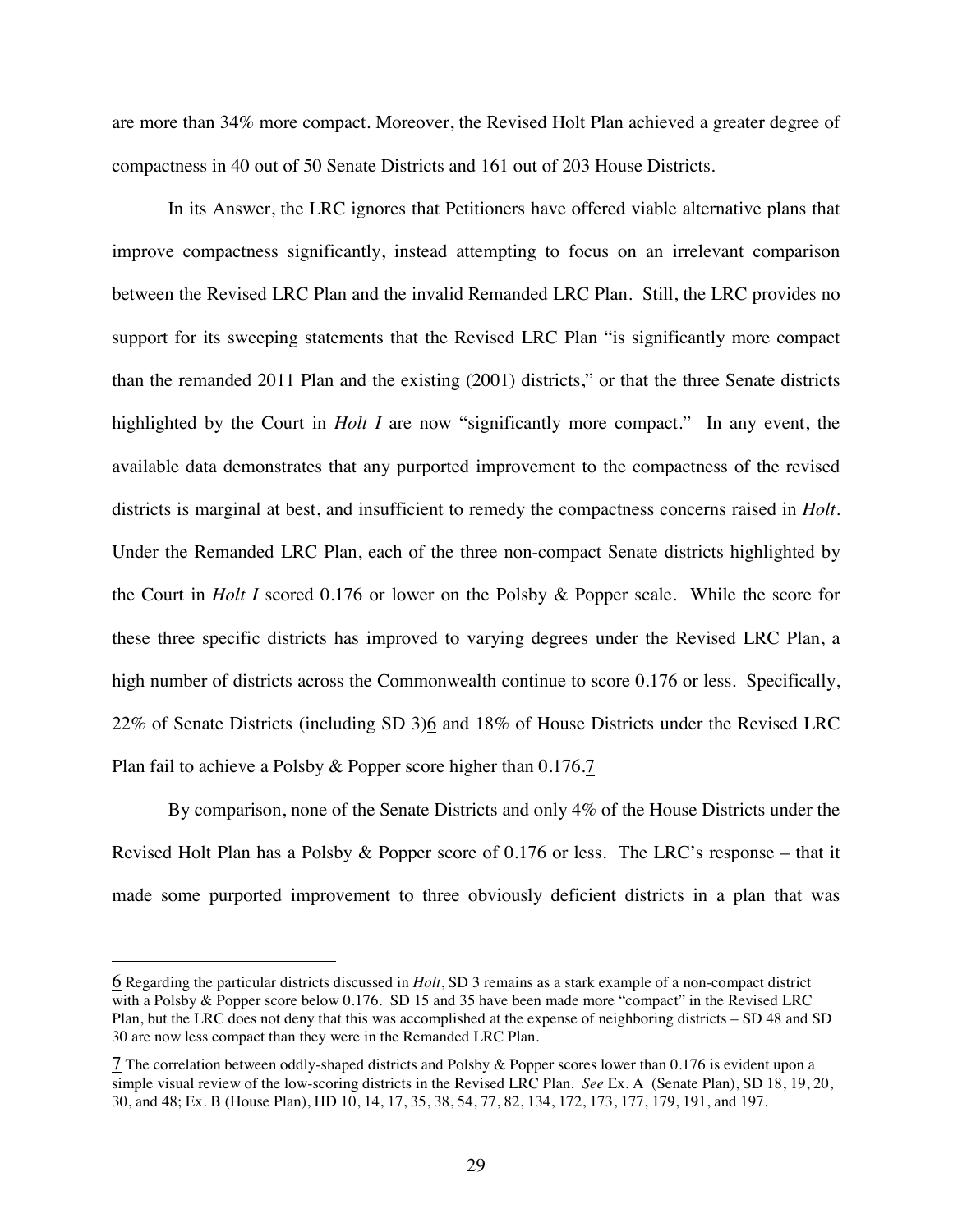are more than 34% more compact. Moreover, the Revised Holt Plan achieved a greater degree of compactness in 40 out of 50 Senate Districts and 161 out of 203 House Districts.

In its Answer, the LRC ignores that Petitioners have offered viable alternative plans that improve compactness significantly, instead attempting to focus on an irrelevant comparison between the Revised LRC Plan and the invalid Remanded LRC Plan. Still, the LRC provides no support for its sweeping statements that the Revised LRC Plan "is significantly more compact than the remanded 2011 Plan and the existing (2001) districts," or that the three Senate districts highlighted by the Court in *Holt I* are now "significantly more compact." In any event, the available data demonstrates that any purported improvement to the compactness of the revised districts is marginal at best, and insufficient to remedy the compactness concerns raised in *Holt*. Under the Remanded LRC Plan, each of the three non-compact Senate districts highlighted by the Court in *Holt I* scored 0.176 or lower on the Polsby & Popper scale. While the score for these three specific districts has improved to varying degrees under the Revised LRC Plan, a high number of districts across the Commonwealth continue to score 0.176 or less. Specifically, 22% of Senate Districts (including SD 3)[6] and 18% of House Districts under the Revised LRC Plan fail to achieve a Polsby & Popper score higher than 0.176.[7]

By comparison, none of the Senate Districts and only 4% of the House Districts under the Revised Holt Plan has a Polsby & Popper score of 0.176 or less. The LRC's response – that it made some purported improvement to three obviously deficient districts in a plan that was

---

[6] Regarding the particular districts discussed in *Holt*, SD 3 remains as a stark example of a non-compact district with a Polsby & Popper score below 0.176. SD 15 and 35 have been made more "compact" in the Revised LRC Plan, but the LRC does not deny that this was accomplished at the expense of neighboring districts – SD 48 and SD 30 are now less compact than they were in the Remanded LRC Plan.

[7] The correlation between oddly-shaped districts and Polsby & Popper scores lower than 0.176 is evident upon a simple visual review of the low-scoring districts in the Revised LRC Plan. *See* Ex. A (Senate Plan), SD 18, 19, 20, 30, and 48; Ex. B (House Plan), HD 10, 14, 17, 35, 38, 54, 77, 82, 134, 172, 173, 177, 179, 191, and 197.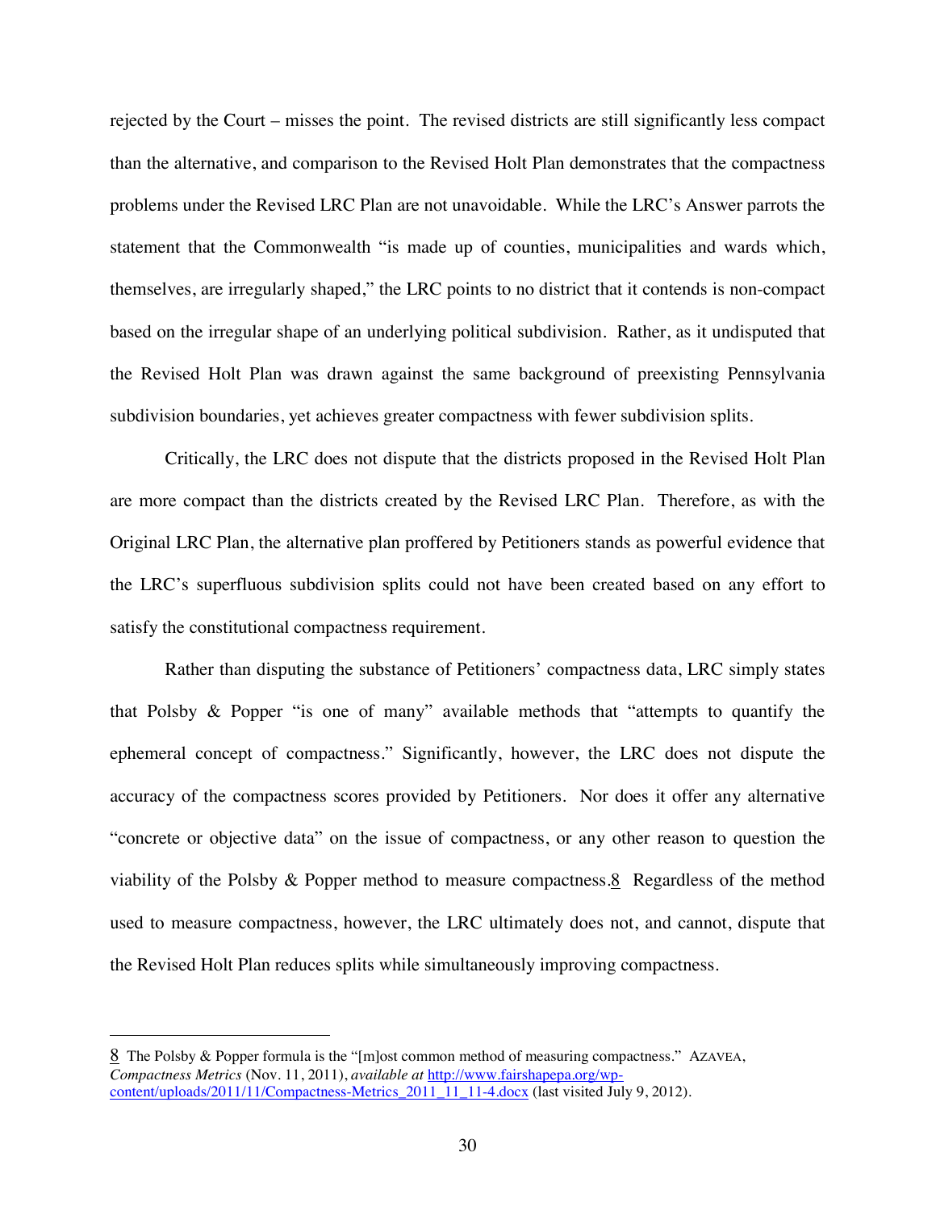rejected by the Court – misses the point. The revised districts are still significantly less compact than the alternative, and comparison to the Revised Holt Plan demonstrates that the compactness problems under the Revised LRC Plan are not unavoidable. While the LRC's Answer parrots the statement that the Commonwealth "is made up of counties, municipalities and wards which, themselves, are irregularly shaped," the LRC points to no district that it contends is non-compact based on the irregular shape of an underlying political subdivision. Rather, as it undisputed that the Revised Holt Plan was drawn against the same background of preexisting Pennsylvania subdivision boundaries, yet achieves greater compactness with fewer subdivision splits.

Critically, the LRC does not dispute that the districts proposed in the Revised Holt Plan are more compact than the districts created by the Revised LRC Plan. Therefore, as with the Original LRC Plan, the alternative plan proffered by Petitioners stands as powerful evidence that the LRC's superfluous subdivision splits could not have been created based on any effort to satisfy the constitutional compactness requirement.

Rather than disputing the substance of Petitioners' compactness data, LRC simply states that Polsby & Popper "is one of many" available methods that "attempts to quantify the ephemeral concept of compactness." Significantly, however, the LRC does not dispute the accuracy of the compactness scores provided by Petitioners. Nor does it offer any alternative "concrete or objective data" on the issue of compactness, or any other reason to question the viability of the Polsby & Popper method to measure compactness.[8] Regardless of the method used to measure compactness, however, the LRC ultimately does not, and cannot, dispute that the Revised Holt Plan reduces splits while simultaneously improving compactness.

---

[8] The Polsby & Popper formula is the "[m]ost common method of measuring compactness." AZAVEA, *Compactness Metrics* (Nov. 11, 2011), *available at* [http://www.fairshapepa.org/wp-content/uploads/2011/11/Compactness-Metrics_2011_11_11-4.docx](http://www.fairshapepa.org/wp-content/uploads/2011/11/Compactness-Metrics_2011_11_11-4.docx) (last visited July 9, 2012).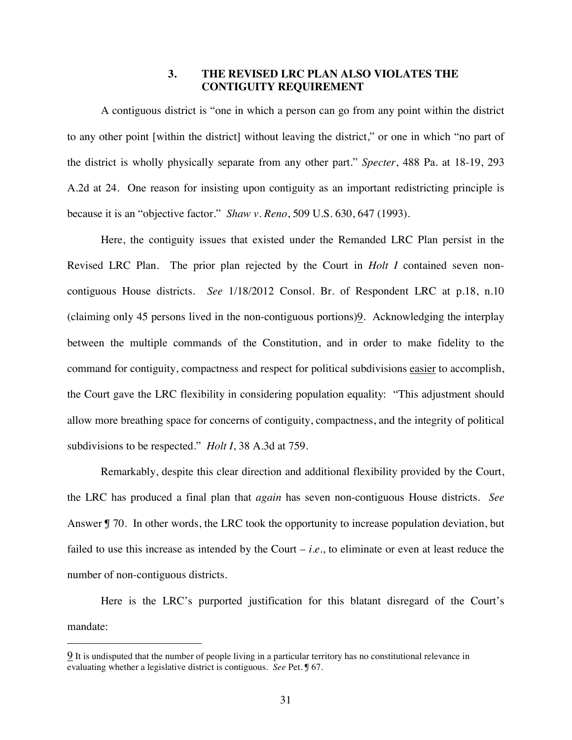### 3. THE REVISED LRC PLAN ALSO VIOLATES THE CONTIGUITY REQUIREMENT

A contiguous district is "one in which a person can go from any point within the district to any other point [within the district] without leaving the district," or one in which "no part of the district is wholly physically separate from any other part." *Specter*, 488 Pa. at 18-19, 293 A.2d at 24. One reason for insisting upon contiguity as an important redistricting principle is because it is an "objective factor." *Shaw v. Reno*, 509 U.S. 630, 647 (1993).

Here, the contiguity issues that existed under the Remanded LRC Plan persist in the Revised LRC Plan. The prior plan rejected by the Court in *Holt I* contained seven non-contiguous House districts. *See* 1/18/2012 Consol. Br. of Respondent LRC at p.18, n.10 (claiming only 45 persons lived in the non-contiguous portions)[9]. Acknowledging the interplay between the multiple commands of the Constitution, and in order to make fidelity to the command for contiguity, compactness and respect for political subdivisions <u>easier</u> to accomplish, the Court gave the LRC flexibility in considering population equality: "This adjustment should allow more breathing space for concerns of contiguity, compactness, and the integrity of political subdivisions to be respected." *Holt I*, 38 A.3d at 759.

Remarkably, despite this clear direction and additional flexibility provided by the Court, the LRC has produced a final plan that *again* has seven non-contiguous House districts. *See* Answer ¶ 70. In other words, the LRC took the opportunity to increase population deviation, but failed to use this increase as intended by the Court – *i.e.*, to eliminate or even at least reduce the number of non-contiguous districts.

Here is the LRC's purported justification for this blatant disregard of the Court's mandate:

---

[9] It is undisputed that the number of people living in a particular territory has no constitutional relevance in evaluating whether a legislative district is contiguous. *See* Pet. ¶ 67.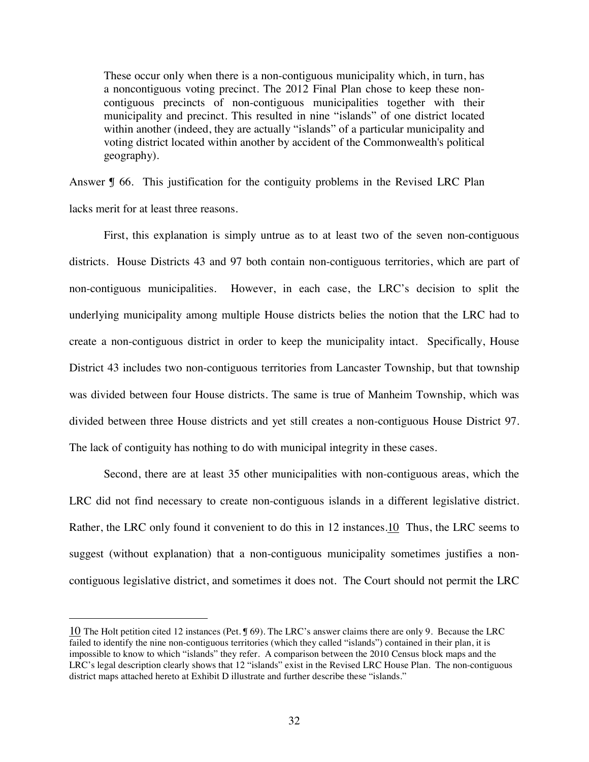> These occur only when there is a non-contiguous municipality which, in turn, has a noncontiguous voting precinct. The 2012 Final Plan chose to keep these non-contiguous precincts of non-contiguous municipalities together with their municipality and precinct. This resulted in nine "islands" of one district located within another (indeed, they are actually "islands" of a particular municipality and voting district located within another by accident of the Commonwealth's political geography).

Answer ¶ 66. This justification for the contiguity problems in the Revised LRC Plan lacks merit for at least three reasons.

First, this explanation is simply untrue as to at least two of the seven non-contiguous districts. House Districts 43 and 97 both contain non-contiguous territories, which are part of non-contiguous municipalities. However, in each case, the LRC's decision to split the underlying municipality among multiple House districts belies the notion that the LRC had to create a non-contiguous district in order to keep the municipality intact. Specifically, House District 43 includes two non-contiguous territories from Lancaster Township, but that township was divided between four House districts. The same is true of Manheim Township, which was divided between three House districts and yet still creates a non-contiguous House District 97. The lack of contiguity has nothing to do with municipal integrity in these cases.

Second, there are at least 35 other municipalities with non-contiguous areas, which the LRC did not find necessary to create non-contiguous islands in a different legislative district. Rather, the LRC only found it convenient to do this in 12 instances.[10] Thus, the LRC seems to suggest (without explanation) that a non-contiguous municipality sometimes justifies a non-contiguous legislative district, and sometimes it does not. The Court should not permit the LRC

---

[10] The Holt petition cited 12 instances (Pet. ¶ 69). The LRC's answer claims there are only 9. Because the LRC failed to identify the nine non-contiguous territories (which they called "islands") contained in their plan, it is impossible to know to which "islands" they refer. A comparison between the 2010 Census block maps and the LRC's legal description clearly shows that 12 "islands" exist in the Revised LRC House Plan. The non-contiguous district maps attached hereto at Exhibit D illustrate and further describe these "islands."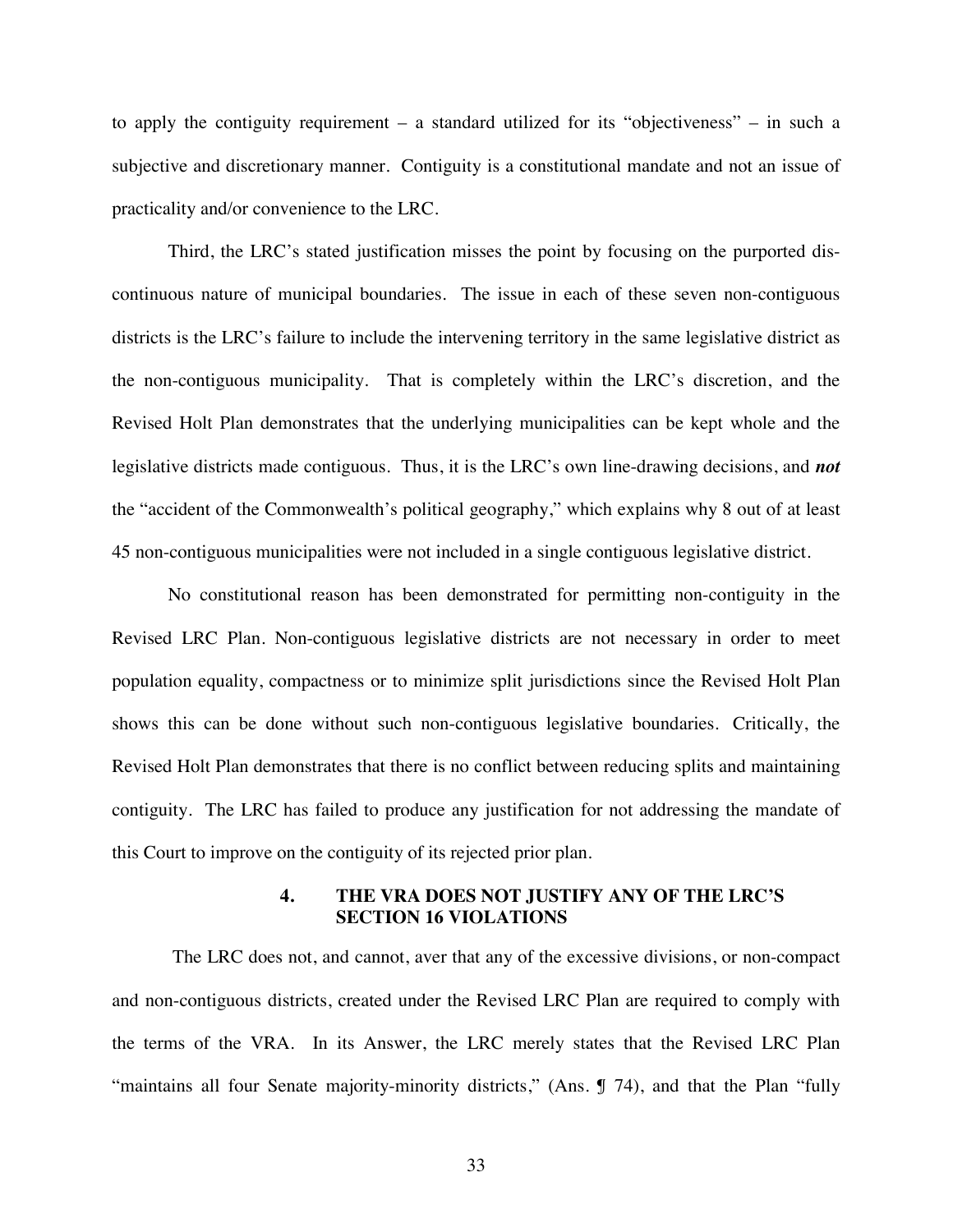to apply the contiguity requirement – a standard utilized for its "objectiveness" – in such a subjective and discretionary manner. Contiguity is a constitutional mandate and not an issue of practicality and/or convenience to the LRC.

Third, the LRC's stated justification misses the point by focusing on the purported dis-continuous nature of municipal boundaries. The issue in each of these seven non-contiguous districts is the LRC's failure to include the intervening territory in the same legislative district as the non-contiguous municipality. That is completely within the LRC's discretion, and the Revised Holt Plan demonstrates that the underlying municipalities can be kept whole and the legislative districts made contiguous. Thus, it is the LRC's own line-drawing decisions, and ***not*** the "accident of the Commonwealth's political geography," which explains why 8 out of at least 45 non-contiguous municipalities were not included in a single contiguous legislative district.

No constitutional reason has been demonstrated for permitting non-contiguity in the Revised LRC Plan. Non-contiguous legislative districts are not necessary in order to meet population equality, compactness or to minimize split jurisdictions since the Revised Holt Plan shows this can be done without such non-contiguous legislative boundaries. Critically, the Revised Holt Plan demonstrates that there is no conflict between reducing splits and maintaining contiguity. The LRC has failed to produce any justification for not addressing the mandate of this Court to improve on the contiguity of its rejected prior plan.

### 4. THE VRA DOES NOT JUSTIFY ANY OF THE LRC'S SECTION 16 VIOLATIONS

The LRC does not, and cannot, aver that any of the excessive divisions, or non-compact and non-contiguous districts, created under the Revised LRC Plan are required to comply with the terms of the VRA. In its Answer, the LRC merely states that the Revised LRC Plan "maintains all four Senate majority-minority districts," (Ans. ¶ 74), and that the Plan "fully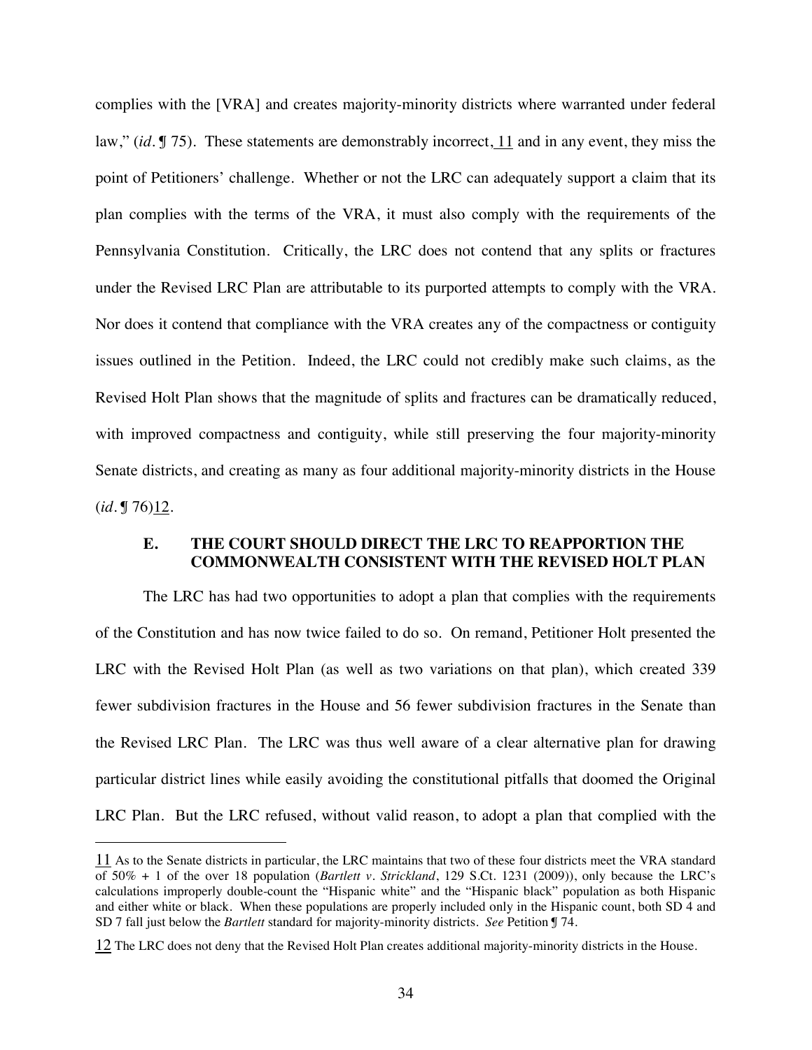complies with the [VRA] and creates majority-minority districts where warranted under federal law," (*id.* ¶ 75). These statements are demonstrably incorrect,[11] and in any event, they miss the point of Petitioners' challenge. Whether or not the LRC can adequately support a claim that its plan complies with the terms of the VRA, it must also comply with the requirements of the Pennsylvania Constitution. Critically, the LRC does not contend that any splits or fractures under the Revised LRC Plan are attributable to its purported attempts to comply with the VRA. Nor does it contend that compliance with the VRA creates any of the compactness or contiguity issues outlined in the Petition. Indeed, the LRC could not credibly make such claims, as the Revised Holt Plan shows that the magnitude of splits and fractures can be dramatically reduced, with improved compactness and contiguity, while still preserving the four majority-minority Senate districts, and creating as many as four additional majority-minority districts in the House (*id.* ¶ 76)[12].

### E. THE COURT SHOULD DIRECT THE LRC TO REAPPORTION THE COMMONWEALTH CONSISTENT WITH THE REVISED HOLT PLAN

The LRC has had two opportunities to adopt a plan that complies with the requirements of the Constitution and has now twice failed to do so. On remand, Petitioner Holt presented the LRC with the Revised Holt Plan (as well as two variations on that plan), which created 339 fewer subdivision fractures in the House and 56 fewer subdivision fractures in the Senate than the Revised LRC Plan. The LRC was thus well aware of a clear alternative plan for drawing particular district lines while easily avoiding the constitutional pitfalls that doomed the Original LRC Plan. But the LRC refused, without valid reason, to adopt a plan that complied with the

---

[11] As to the Senate districts in particular, the LRC maintains that two of these four districts meet the VRA standard of 50% + 1 of the over 18 population (*Bartlett v. Strickland*, 129 S.Ct. 1231 (2009)), only because the LRC's calculations improperly double-count the "Hispanic white" and the "Hispanic black" population as both Hispanic and either white or black. When these populations are properly included only in the Hispanic count, both SD 4 and SD 7 fall just below the *Bartlett* standard for majority-minority districts. *See* Petition ¶ 74.

[12] The LRC does not deny that the Revised Holt Plan creates additional majority-minority districts in the House.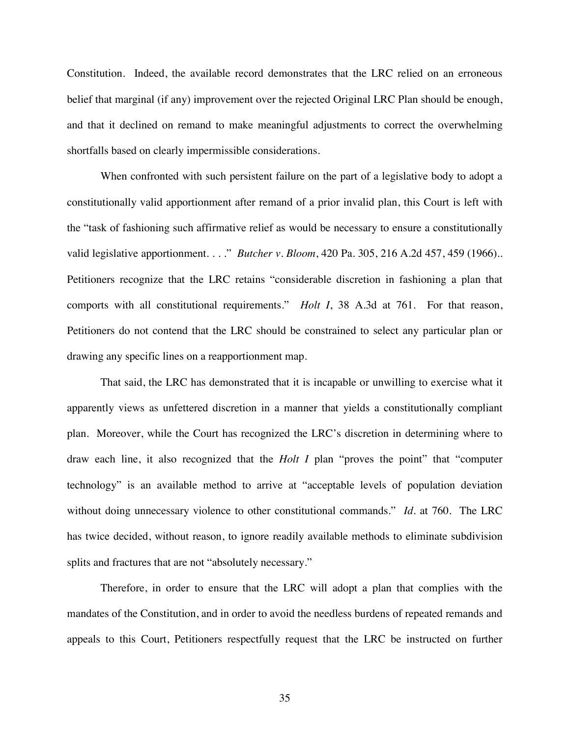Constitution. Indeed, the available record demonstrates that the LRC relied on an erroneous belief that marginal (if any) improvement over the rejected Original LRC Plan should be enough, and that it declined on remand to make meaningful adjustments to correct the overwhelming shortfalls based on clearly impermissible considerations.

When confronted with such persistent failure on the part of a legislative body to adopt a constitutionally valid apportionment after remand of a prior invalid plan, this Court is left with the "task of fashioning such affirmative relief as would be necessary to ensure a constitutionally valid legislative apportionment. . . ." *Butcher v. Bloom*, 420 Pa. 305, 216 A.2d 457, 459 (1966).. Petitioners recognize that the LRC retains "considerable discretion in fashioning a plan that comports with all constitutional requirements." *Holt I*, 38 A.3d at 761. For that reason, Petitioners do not contend that the LRC should be constrained to select any particular plan or drawing any specific lines on a reapportionment map.

That said, the LRC has demonstrated that it is incapable or unwilling to exercise what it apparently views as unfettered discretion in a manner that yields a constitutionally compliant plan. Moreover, while the Court has recognized the LRC's discretion in determining where to draw each line, it also recognized that the *Holt I* plan "proves the point" that "computer technology" is an available method to arrive at "acceptable levels of population deviation without doing unnecessary violence to other constitutional commands." *Id.* at 760. The LRC has twice decided, without reason, to ignore readily available methods to eliminate subdivision splits and fractures that are not "absolutely necessary."

Therefore, in order to ensure that the LRC will adopt a plan that complies with the mandates of the Constitution, and in order to avoid the needless burdens of repeated remands and appeals to this Court, Petitioners respectfully request that the LRC be instructed on further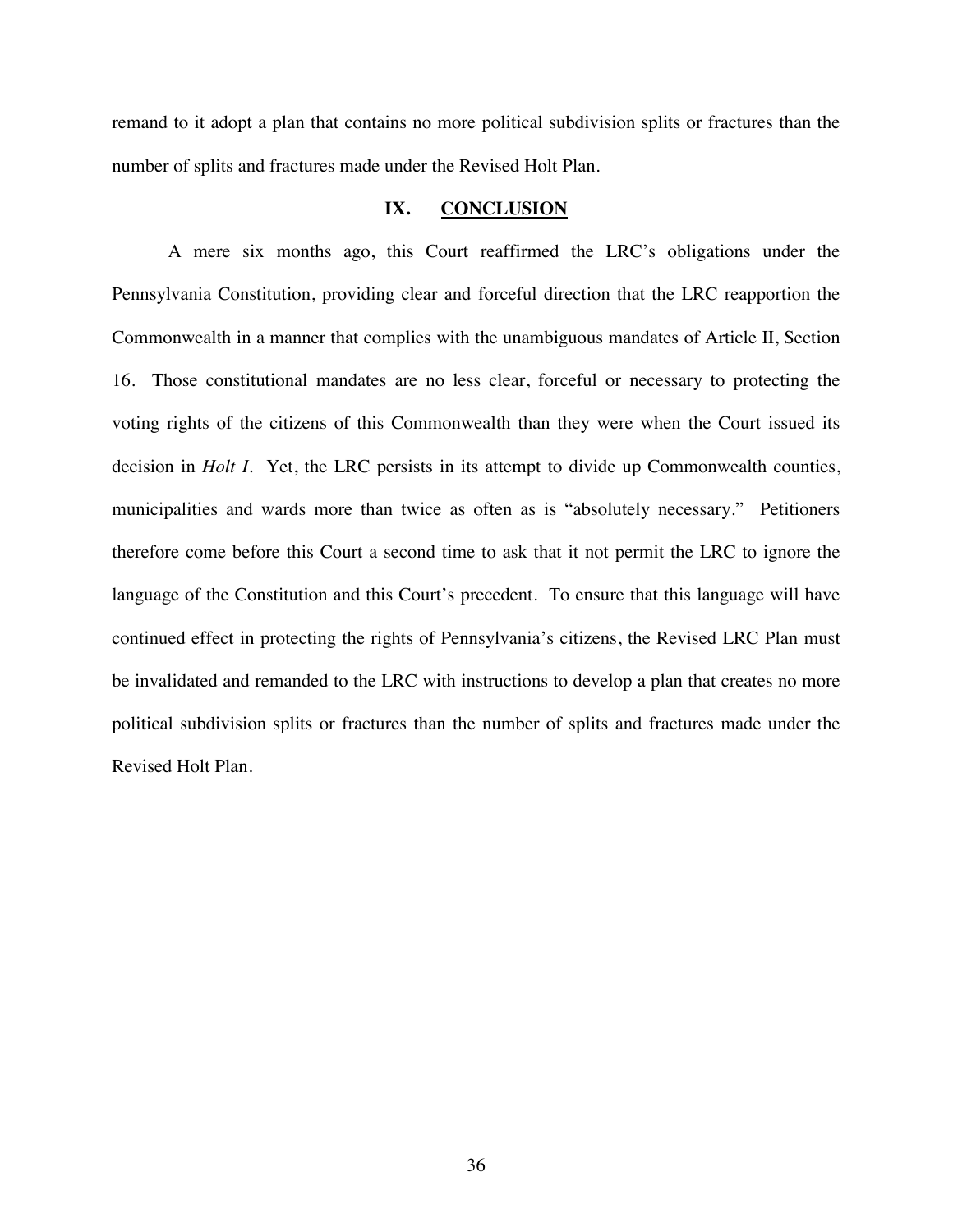remand to it adopt a plan that contains no more political subdivision splits or fractures than the number of splits and fractures made under the Revised Holt Plan.

## IX. CONCLUSION

A mere six months ago, this Court reaffirmed the LRC's obligations under the Pennsylvania Constitution, providing clear and forceful direction that the LRC reapportion the Commonwealth in a manner that complies with the unambiguous mandates of Article II, Section 16. Those constitutional mandates are no less clear, forceful or necessary to protecting the voting rights of the citizens of this Commonwealth than they were when the Court issued its decision in *Holt I*. Yet, the LRC persists in its attempt to divide up Commonwealth counties, municipalities and wards more than twice as often as is "absolutely necessary." Petitioners therefore come before this Court a second time to ask that it not permit the LRC to ignore the language of the Constitution and this Court's precedent. To ensure that this language will have continued effect in protecting the rights of Pennsylvania's citizens, the Revised LRC Plan must be invalidated and remanded to the LRC with instructions to develop a plan that creates no more political subdivision splits or fractures than the number of splits and fractures made under the Revised Holt Plan.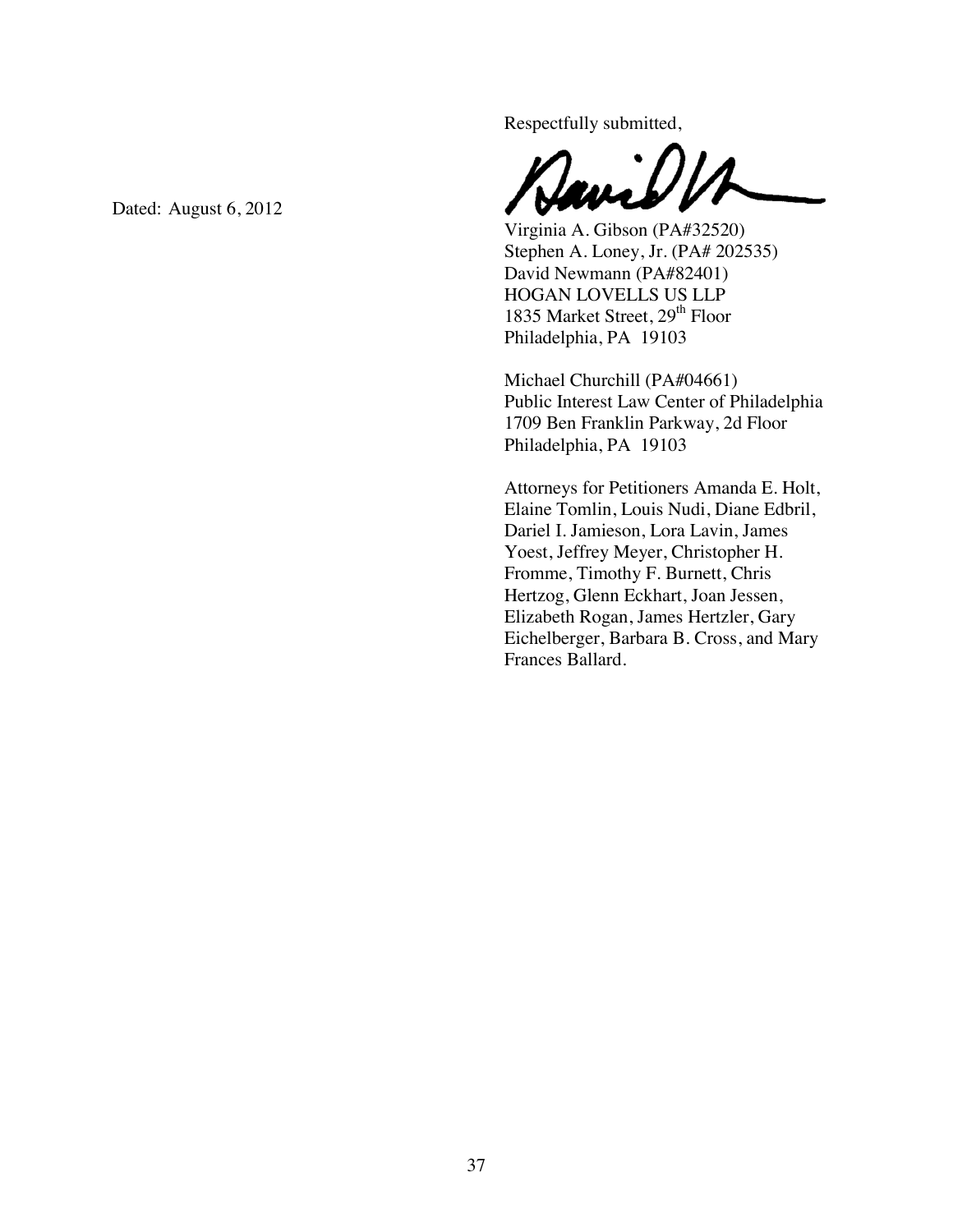Dated: August 6, 2012

Respectfully submitted,

Virginia A. Gibson (PA#32520)
Stephen A. Loney, Jr. (PA# 202535)
David Newmann (PA#82401)
HOGAN LOVELLS US LLP
1835 Market Street, 29th Floor
Philadelphia, PA 19103

Michael Churchill (PA#04661)
Public Interest Law Center of Philadelphia
1709 Ben Franklin Parkway, 2d Floor
Philadelphia, PA 19103

Attorneys for Petitioners Amanda E. Holt, Elaine Tomlin, Louis Nudi, Diane Edbril, Dariel I. Jamieson, Lora Lavin, James Yoest, Jeffrey Meyer, Christopher H. Fromme, Timothy F. Burnett, Chris Hertzog, Glenn Eckhart, Joan Jessen, Elizabeth Rogan, James Hertzler, Gary Eichelberger, Barbara B. Cross, and Mary Frances Ballard.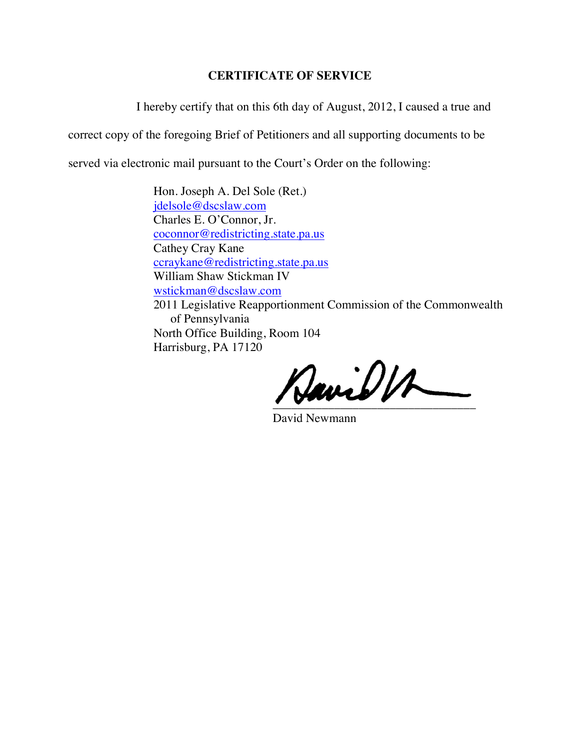## CERTIFICATE OF SERVICE

I hereby certify that on this 6th day of August, 2012, I caused a true and correct copy of the foregoing Brief of Petitioners and all supporting documents to be served via electronic mail pursuant to the Court's Order on the following:

Hon. Joseph A. Del Sole (Ret.)
jdelsole@dscslaw.com
Charles E. O'Connor, Jr.
coconnor@redistricting.state.pa.us
Cathey Cray Kane
ccraykane@redistricting.state.pa.us
William Shaw Stickman IV
wstickman@dscslaw.com
2011 Legislative Reapportionment Commission of the Commonwealth of Pennsylvania
North Office Building, Room 104
Harrisburg, PA 17120

\_\_\_\_\_\_\_\_\_\_\_\_\_\_\_\_\_\_\_\_\_\_\_\_\_\_\_\_\_\_\_\_
David Newmann